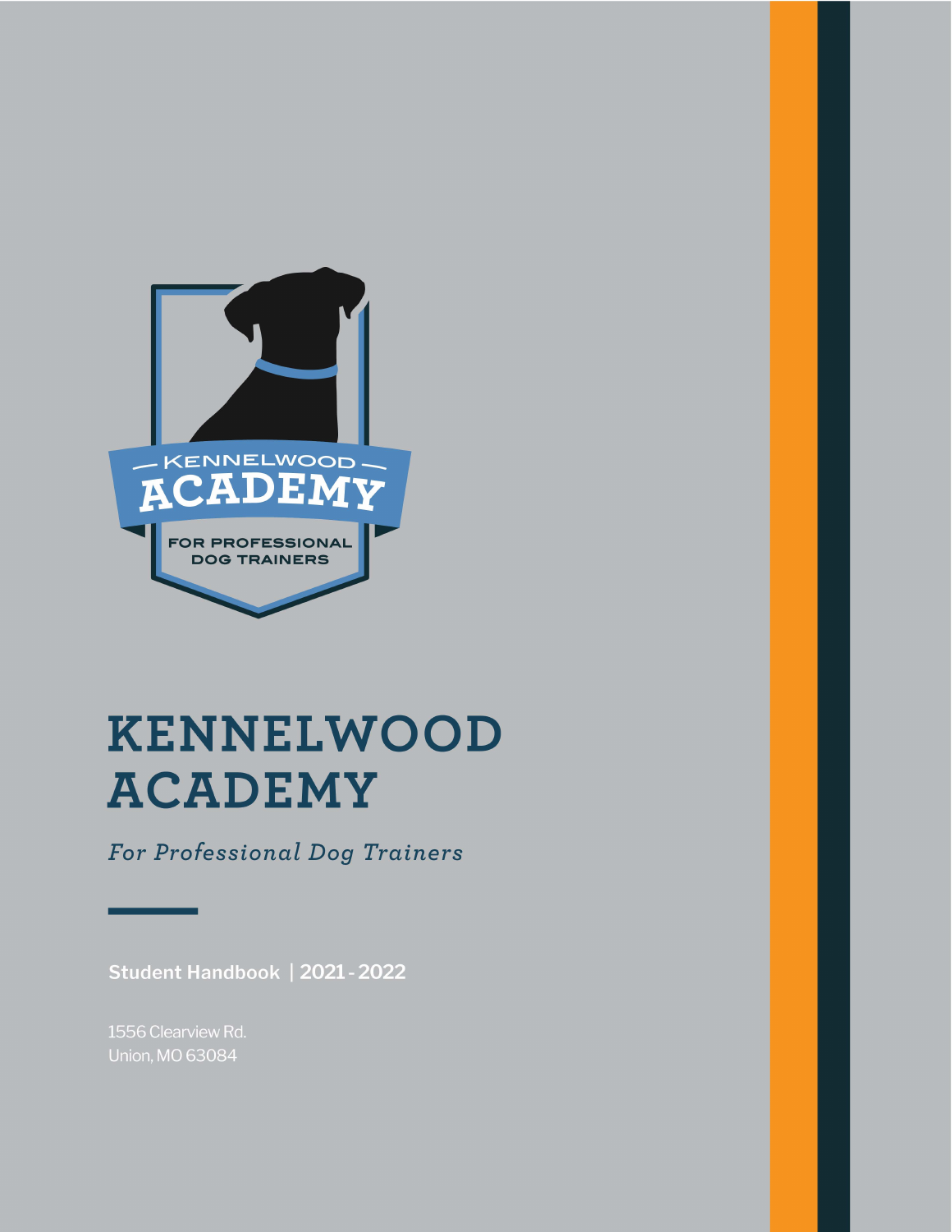# KENNELWOOD ACADEMY

*For Professional Dog Trainers*

**Student Handbook | 2021 - 2022**

1556 Clearview Rd.
Union, MO 63084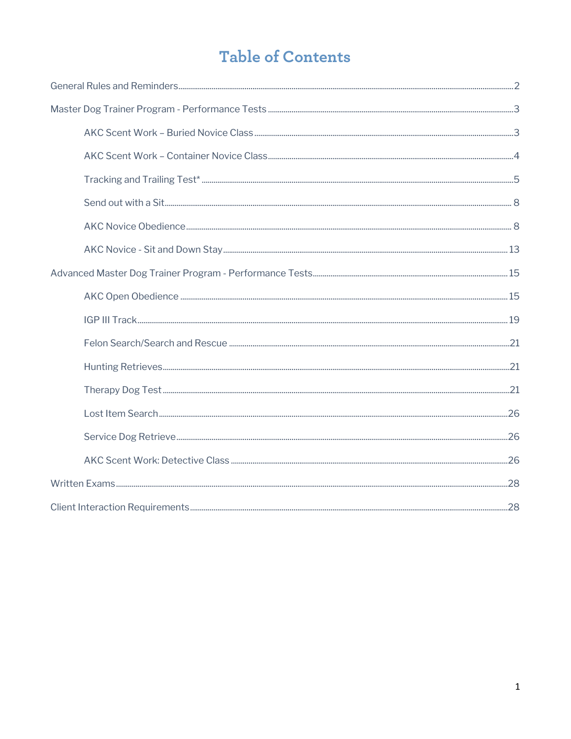# Table of Contents

General Rules and Reminders ........ 2

Master Dog Trainer Program - Performance Tests ........ 3

- AKC Scent Work – Buried Novice Class ........ 3
- AKC Scent Work – Container Novice Class ........ 4
- Tracking and Trailing Test* ........ 5
- Send out with a Sit ........ 8
- AKC Novice Obedience ........ 8
- AKC Novice - Sit and Down Stay ........ 13

Advanced Master Dog Trainer Program - Performance Tests ........ 15

- AKC Open Obedience ........ 15
- IGP III Track ........ 19
- Felon Search/Search and Rescue ........ 21
- Hunting Retrieves ........ 21
- Therapy Dog Test ........ 21
- Lost Item Search ........ 26
- Service Dog Retrieve ........ 26
- AKC Scent Work: Detective Class ........ 26

Written Exams ........ 28

Client Interaction Requirements ........ 28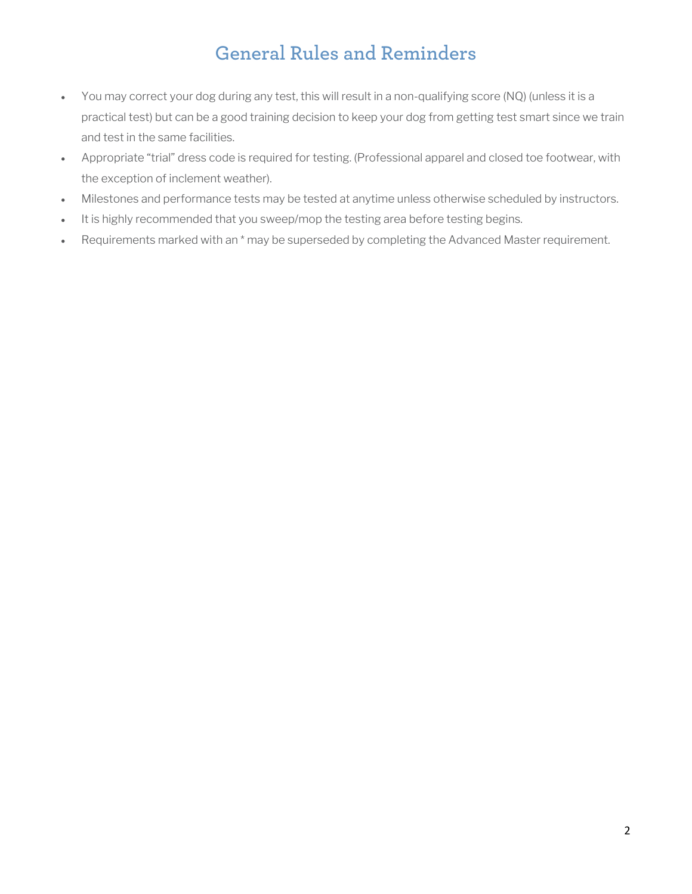# General Rules and Reminders

- You may correct your dog during any test, this will result in a non-qualifying score (NQ) (unless it is a practical test) but can be a good training decision to keep your dog from getting test smart since we train and test in the same facilities.
- Appropriate "trial" dress code is required for testing. (Professional apparel and closed toe footwear, with the exception of inclement weather).
- Milestones and performance tests may be tested at anytime unless otherwise scheduled by instructors.
- It is highly recommended that you sweep/mop the testing area before testing begins.
- Requirements marked with an * may be superseded by completing the Advanced Master requirement.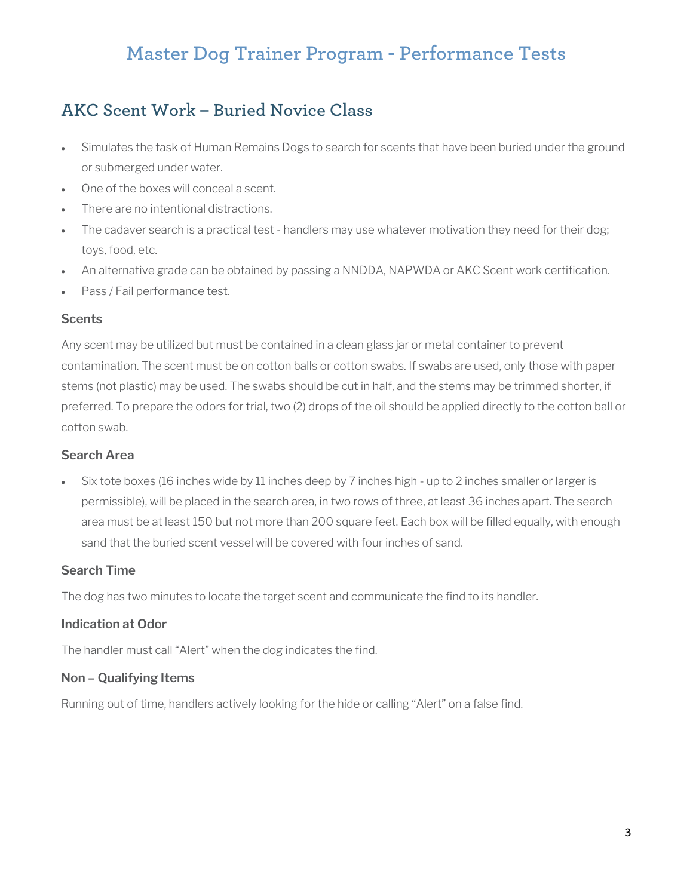# Master Dog Trainer Program - Performance Tests

## AKC Scent Work – Buried Novice Class

- Simulates the task of Human Remains Dogs to search for scents that have been buried under the ground or submerged under water.
- One of the boxes will conceal a scent.
- There are no intentional distractions.
- The cadaver search is a practical test - handlers may use whatever motivation they need for their dog; toys, food, etc.
- An alternative grade can be obtained by passing a NNDDA, NAPWDA or AKC Scent work certification.
- Pass / Fail performance test.

### Scents

Any scent may be utilized but must be contained in a clean glass jar or metal container to prevent contamination. The scent must be on cotton balls or cotton swabs. If swabs are used, only those with paper stems (not plastic) may be used. The swabs should be cut in half, and the stems may be trimmed shorter, if preferred. To prepare the odors for trial, two (2) drops of the oil should be applied directly to the cotton ball or cotton swab.

### Search Area

- Six tote boxes (16 inches wide by 11 inches deep by 7 inches high - up to 2 inches smaller or larger is permissible), will be placed in the search area, in two rows of three, at least 36 inches apart. The search area must be at least 150 but not more than 200 square feet. Each box will be filled equally, with enough sand that the buried scent vessel will be covered with four inches of sand.

### Search Time

The dog has two minutes to locate the target scent and communicate the find to its handler.

### Indication at Odor

The handler must call "Alert" when the dog indicates the find.

### Non – Qualifying Items

Running out of time, handlers actively looking for the hide or calling "Alert" on a false find.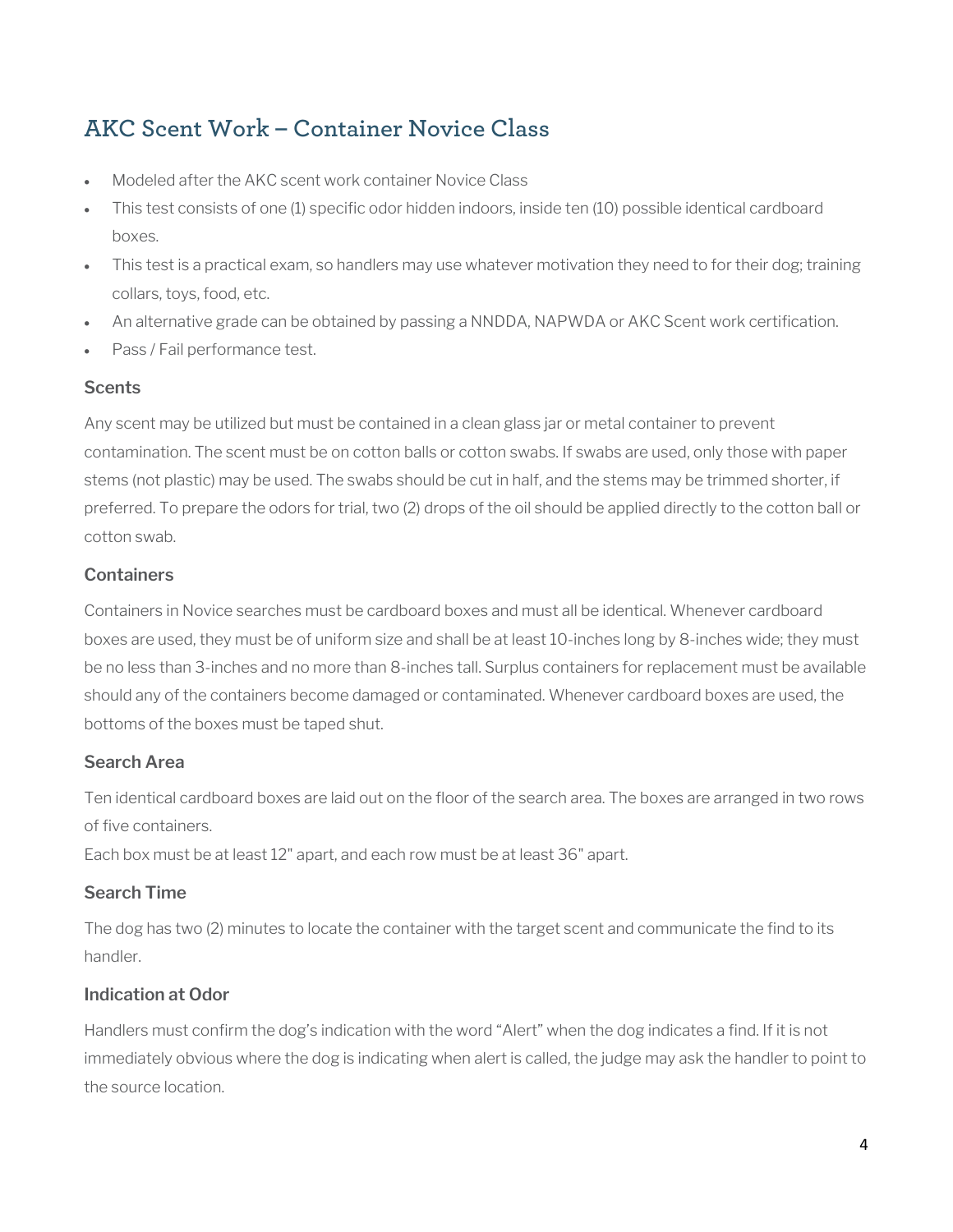## AKC Scent Work – Container Novice Class

- Modeled after the AKC scent work container Novice Class
- This test consists of one (1) specific odor hidden indoors, inside ten (10) possible identical cardboard boxes.
- This test is a practical exam, so handlers may use whatever motivation they need to for their dog; training collars, toys, food, etc.
- An alternative grade can be obtained by passing a NNDDA, NAPWDA or AKC Scent work certification.
- Pass / Fail performance test.

### Scents

Any scent may be utilized but must be contained in a clean glass jar or metal container to prevent contamination. The scent must be on cotton balls or cotton swabs. If swabs are used, only those with paper stems (not plastic) may be used. The swabs should be cut in half, and the stems may be trimmed shorter, if preferred. To prepare the odors for trial, two (2) drops of the oil should be applied directly to the cotton ball or cotton swab.

### Containers

Containers in Novice searches must be cardboard boxes and must all be identical. Whenever cardboard boxes are used, they must be of uniform size and shall be at least 10-inches long by 8-inches wide; they must be no less than 3-inches and no more than 8-inches tall. Surplus containers for replacement must be available should any of the containers become damaged or contaminated. Whenever cardboard boxes are used, the bottoms of the boxes must be taped shut.

### Search Area

Ten identical cardboard boxes are laid out on the floor of the search area. The boxes are arranged in two rows of five containers.
Each box must be at least 12" apart, and each row must be at least 36" apart.

### Search Time

The dog has two (2) minutes to locate the container with the target scent and communicate the find to its handler.

### Indication at Odor

Handlers must confirm the dog's indication with the word "Alert" when the dog indicates a find. If it is not immediately obvious where the dog is indicating when alert is called, the judge may ask the handler to point to the source location.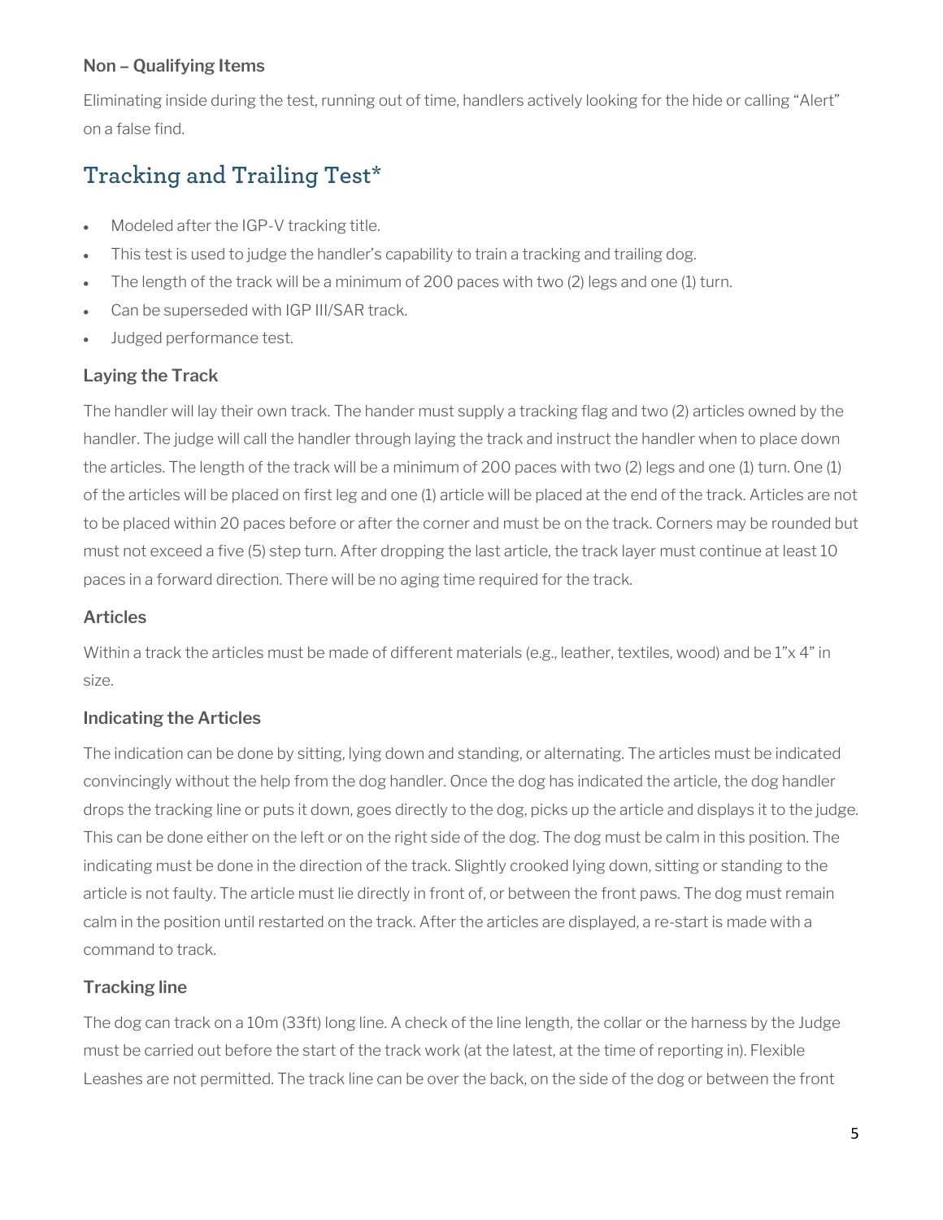### Non – Qualifying Items

Eliminating inside during the test, running out of time, handlers actively looking for the hide or calling "Alert" on a false find.

## Tracking and Trailing Test*

- Modeled after the IGP-V tracking title.
- This test is used to judge the handler's capability to train a tracking and trailing dog.
- The length of the track will be a minimum of 200 paces with two (2) legs and one (1) turn.
- Can be superseded with IGP III/SAR track.
- Judged performance test.

### Laying the Track

The handler will lay their own track. The hander must supply a tracking flag and two (2) articles owned by the handler. The judge will call the handler through laying the track and instruct the handler when to place down the articles. The length of the track will be a minimum of 200 paces with two (2) legs and one (1) turn. One (1) of the articles will be placed on first leg and one (1) article will be placed at the end of the track. Articles are not to be placed within 20 paces before or after the corner and must be on the track. Corners may be rounded but must not exceed a five (5) step turn. After dropping the last article, the track layer must continue at least 10 paces in a forward direction. There will be no aging time required for the track.

### Articles

Within a track the articles must be made of different materials (e.g., leather, textiles, wood) and be 1"x 4" in size.

### Indicating the Articles

The indication can be done by sitting, lying down and standing, or alternating. The articles must be indicated convincingly without the help from the dog handler. Once the dog has indicated the article, the dog handler drops the tracking line or puts it down, goes directly to the dog, picks up the article and displays it to the judge. This can be done either on the left or on the right side of the dog. The dog must be calm in this position. The indicating must be done in the direction of the track. Slightly crooked lying down, sitting or standing to the article is not faulty. The article must lie directly in front of, or between the front paws. The dog must remain calm in the position until restarted on the track. After the articles are displayed, a re-start is made with a command to track.

### Tracking line

The dog can track on a 10m (33ft) long line. A check of the line length, the collar or the harness by the Judge must be carried out before the start of the track work (at the latest, at the time of reporting in). Flexible Leashes are not permitted. The track line can be over the back, on the side of the dog or between the front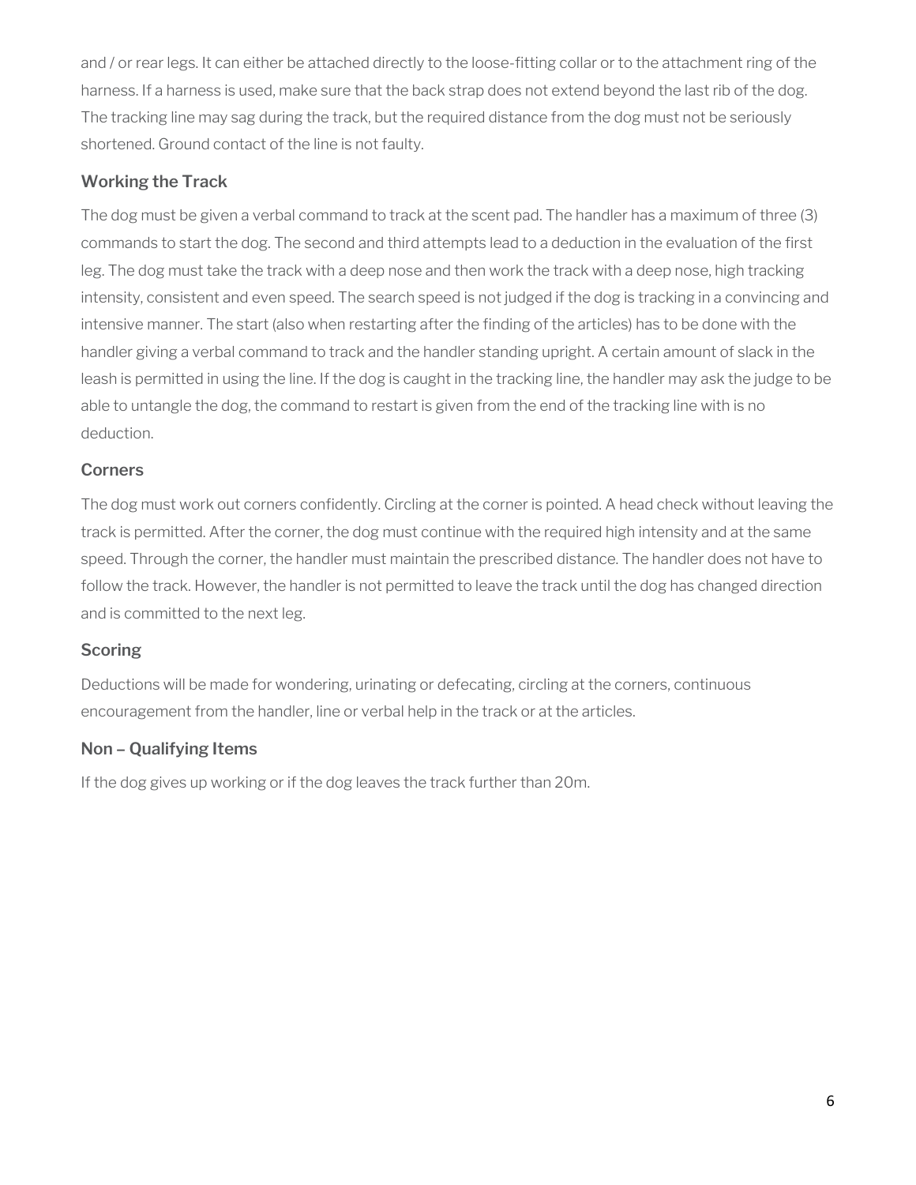and / or rear legs. It can either be attached directly to the loose-fitting collar or to the attachment ring of the harness. If a harness is used, make sure that the back strap does not extend beyond the last rib of the dog. The tracking line may sag during the track, but the required distance from the dog must not be seriously shortened. Ground contact of the line is not faulty.

### Working the Track

The dog must be given a verbal command to track at the scent pad. The handler has a maximum of three (3) commands to start the dog. The second and third attempts lead to a deduction in the evaluation of the first leg. The dog must take the track with a deep nose and then work the track with a deep nose, high tracking intensity, consistent and even speed. The search speed is not judged if the dog is tracking in a convincing and intensive manner. The start (also when restarting after the finding of the articles) has to be done with the handler giving a verbal command to track and the handler standing upright. A certain amount of slack in the leash is permitted in using the line. If the dog is caught in the tracking line, the handler may ask the judge to be able to untangle the dog, the command to restart is given from the end of the tracking line with is no deduction.

### Corners

The dog must work out corners confidently. Circling at the corner is pointed. A head check without leaving the track is permitted. After the corner, the dog must continue with the required high intensity and at the same speed. Through the corner, the handler must maintain the prescribed distance. The handler does not have to follow the track. However, the handler is not permitted to leave the track until the dog has changed direction and is committed to the next leg.

### Scoring

Deductions will be made for wondering, urinating or defecating, circling at the corners, continuous encouragement from the handler, line or verbal help in the track or at the articles.

### Non – Qualifying Items

If the dog gives up working or if the dog leaves the track further than 20m.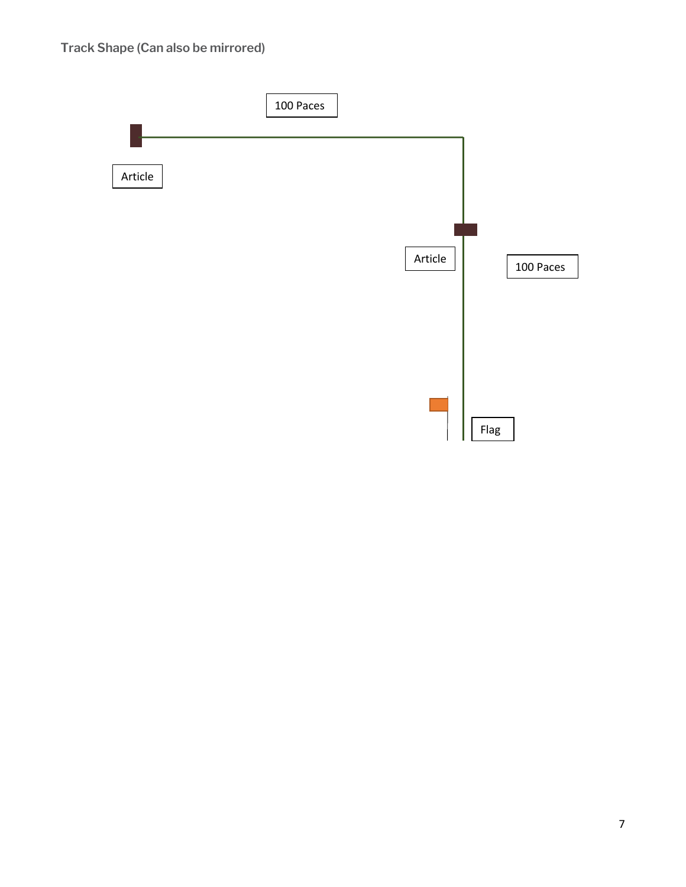### Track Shape (Can also be mirrored)

100 Paces

Article

Article

100 Paces

Flag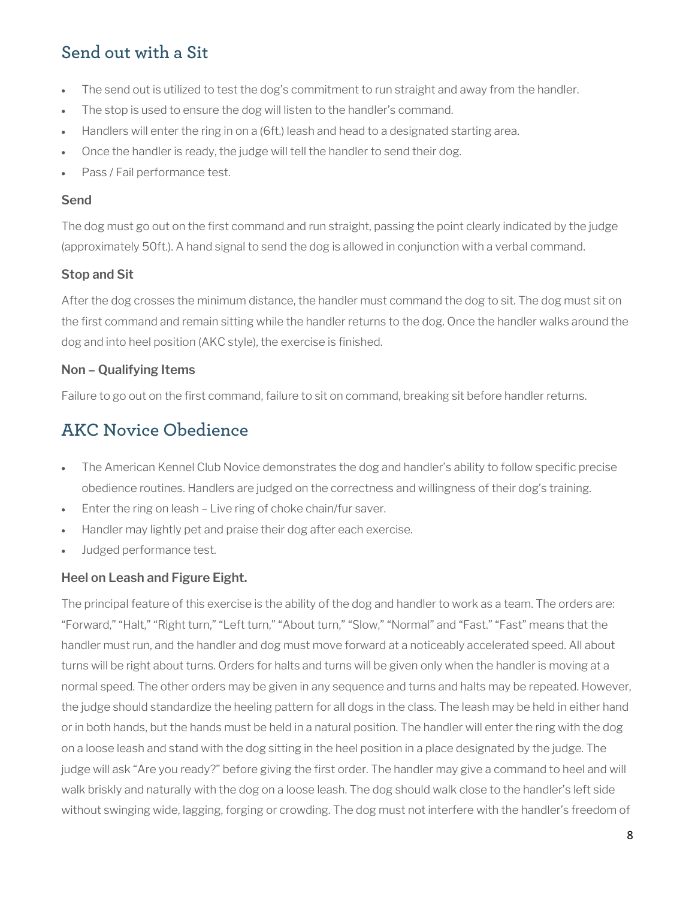## Send out with a Sit

- The send out is utilized to test the dog's commitment to run straight and away from the handler.
- The stop is used to ensure the dog will listen to the handler's command.
- Handlers will enter the ring in on a (6ft.) leash and head to a designated starting area.
- Once the handler is ready, the judge will tell the handler to send their dog.
- Pass / Fail performance test.

### Send

The dog must go out on the first command and run straight, passing the point clearly indicated by the judge (approximately 50ft.). A hand signal to send the dog is allowed in conjunction with a verbal command.

### Stop and Sit

After the dog crosses the minimum distance, the handler must command the dog to sit. The dog must sit on the first command and remain sitting while the handler returns to the dog. Once the handler walks around the dog and into heel position (AKC style), the exercise is finished.

### Non – Qualifying Items

Failure to go out on the first command, failure to sit on command, breaking sit before handler returns.

## AKC Novice Obedience

- The American Kennel Club Novice demonstrates the dog and handler's ability to follow specific precise obedience routines. Handlers are judged on the correctness and willingness of their dog's training.
- Enter the ring on leash – Live ring of choke chain/fur saver.
- Handler may lightly pet and praise their dog after each exercise.
- Judged performance test.

### Heel on Leash and Figure Eight.

The principal feature of this exercise is the ability of the dog and handler to work as a team. The orders are: "Forward," "Halt," "Right turn," "Left turn," "About turn," "Slow," "Normal" and "Fast." "Fast" means that the handler must run, and the handler and dog must move forward at a noticeably accelerated speed. All about turns will be right about turns. Orders for halts and turns will be given only when the handler is moving at a normal speed. The other orders may be given in any sequence and turns and halts may be repeated. However, the judge should standardize the heeling pattern for all dogs in the class. The leash may be held in either hand or in both hands, but the hands must be held in a natural position. The handler will enter the ring with the dog on a loose leash and stand with the dog sitting in the heel position in a place designated by the judge. The judge will ask "Are you ready?" before giving the first order. The handler may give a command to heel and will walk briskly and naturally with the dog on a loose leash. The dog should walk close to the handler's left side without swinging wide, lagging, forging or crowding. The dog must not interfere with the handler's freedom of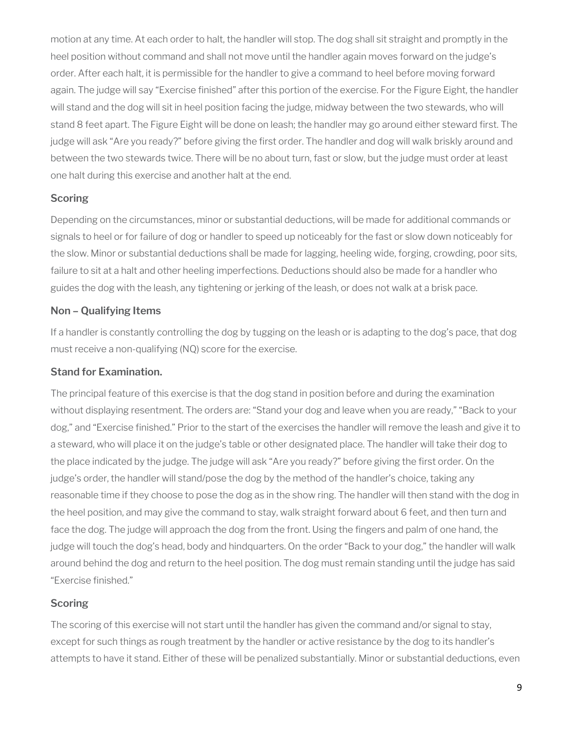motion at any time. At each order to halt, the handler will stop. The dog shall sit straight and promptly in the heel position without command and shall not move until the handler again moves forward on the judge's order. After each halt, it is permissible for the handler to give a command to heel before moving forward again. The judge will say "Exercise finished" after this portion of the exercise. For the Figure Eight, the handler will stand and the dog will sit in heel position facing the judge, midway between the two stewards, who will stand 8 feet apart. The Figure Eight will be done on leash; the handler may go around either steward first. The judge will ask "Are you ready?" before giving the first order. The handler and dog will walk briskly around and between the two stewards twice. There will be no about turn, fast or slow, but the judge must order at least one halt during this exercise and another halt at the end.

### Scoring

Depending on the circumstances, minor or substantial deductions, will be made for additional commands or signals to heel or for failure of dog or handler to speed up noticeably for the fast or slow down noticeably for the slow. Minor or substantial deductions shall be made for lagging, heeling wide, forging, crowding, poor sits, failure to sit at a halt and other heeling imperfections. Deductions should also be made for a handler who guides the dog with the leash, any tightening or jerking of the leash, or does not walk at a brisk pace.

### Non – Qualifying Items

If a handler is constantly controlling the dog by tugging on the leash or is adapting to the dog's pace, that dog must receive a non-qualifying (NQ) score for the exercise.

### Stand for Examination.

The principal feature of this exercise is that the dog stand in position before and during the examination without displaying resentment. The orders are: "Stand your dog and leave when you are ready," "Back to your dog," and "Exercise finished." Prior to the start of the exercises the handler will remove the leash and give it to a steward, who will place it on the judge's table or other designated place. The handler will take their dog to the place indicated by the judge. The judge will ask "Are you ready?" before giving the first order. On the judge's order, the handler will stand/pose the dog by the method of the handler's choice, taking any reasonable time if they choose to pose the dog as in the show ring. The handler will then stand with the dog in the heel position, and may give the command to stay, walk straight forward about 6 feet, and then turn and face the dog. The judge will approach the dog from the front. Using the fingers and palm of one hand, the judge will touch the dog's head, body and hindquarters. On the order "Back to your dog," the handler will walk around behind the dog and return to the heel position. The dog must remain standing until the judge has said "Exercise finished."

### Scoring

The scoring of this exercise will not start until the handler has given the command and/or signal to stay, except for such things as rough treatment by the handler or active resistance by the dog to its handler's attempts to have it stand. Either of these will be penalized substantially. Minor or substantial deductions, even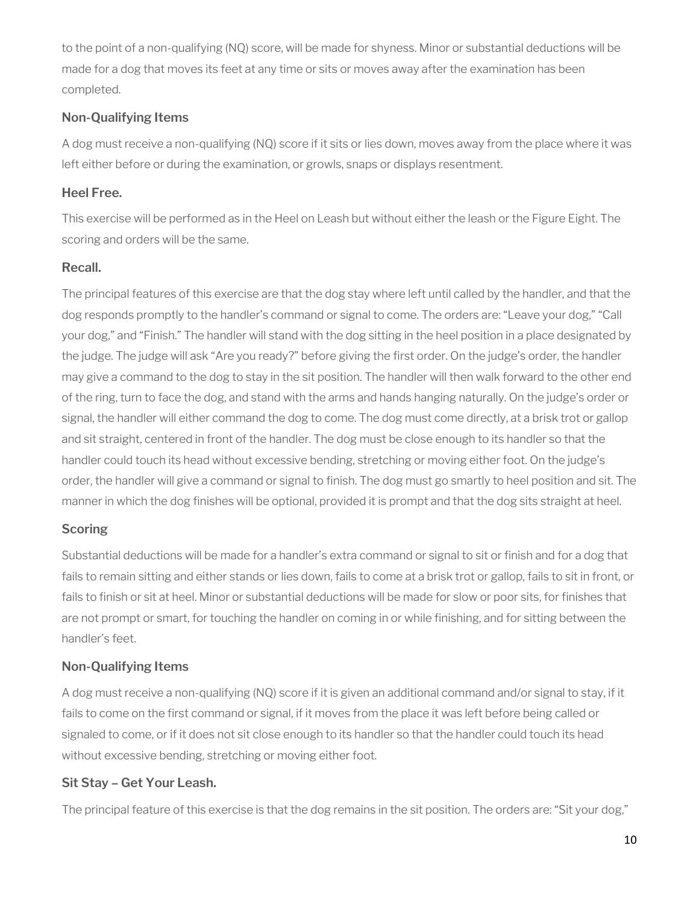to the point of a non-qualifying (NQ) score, will be made for shyness. Minor or substantial deductions will be made for a dog that moves its feet at any time or sits or moves away after the examination has been completed.

### Non-Qualifying Items

A dog must receive a non-qualifying (NQ) score if it sits or lies down, moves away from the place where it was left either before or during the examination, or growls, snaps or displays resentment.

### Heel Free.

This exercise will be performed as in the Heel on Leash but without either the leash or the Figure Eight. The scoring and orders will be the same.

### Recall.

The principal features of this exercise are that the dog stay where left until called by the handler, and that the dog responds promptly to the handler's command or signal to come. The orders are: "Leave your dog," "Call your dog," and "Finish." The handler will stand with the dog sitting in the heel position in a place designated by the judge. The judge will ask "Are you ready?" before giving the first order. On the judge's order, the handler may give a command to the dog to stay in the sit position. The handler will then walk forward to the other end of the ring, turn to face the dog, and stand with the arms and hands hanging naturally. On the judge's order or signal, the handler will either command the dog to come. The dog must come directly, at a brisk trot or gallop and sit straight, centered in front of the handler. The dog must be close enough to its handler so that the handler could touch its head without excessive bending, stretching or moving either foot. On the judge's order, the handler will give a command or signal to finish. The dog must go smartly to heel position and sit. The manner in which the dog finishes will be optional, provided it is prompt and that the dog sits straight at heel.

### Scoring

Substantial deductions will be made for a handler's extra command or signal to sit or finish and for a dog that fails to remain sitting and either stands or lies down, fails to come at a brisk trot or gallop, fails to sit in front, or fails to finish or sit at heel. Minor or substantial deductions will be made for slow or poor sits, for finishes that are not prompt or smart, for touching the handler on coming in or while finishing, and for sitting between the handler's feet.

### Non-Qualifying Items

A dog must receive a non-qualifying (NQ) score if it is given an additional command and/or signal to stay, if it fails to come on the first command or signal, if it moves from the place it was left before being called or signaled to come, or if it does not sit close enough to its handler so that the handler could touch its head without excessive bending, stretching or moving either foot.

### Sit Stay – Get Your Leash.

The principal feature of this exercise is that the dog remains in the sit position. The orders are: "Sit your dog,"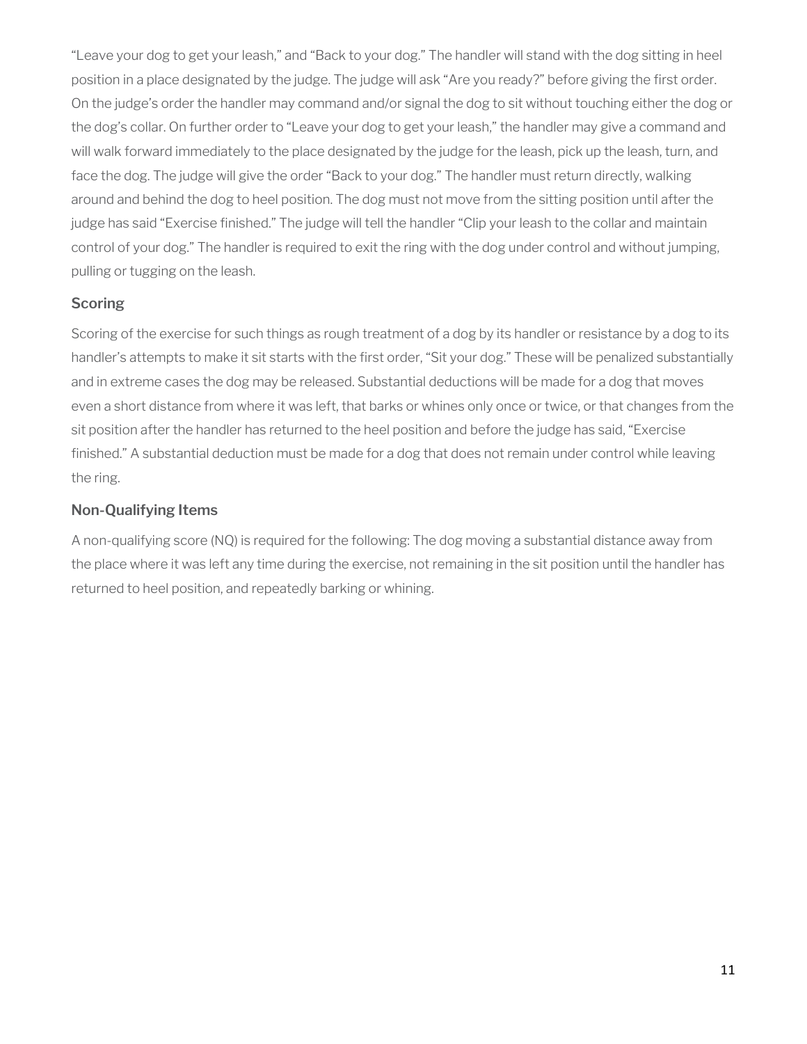"Leave your dog to get your leash," and "Back to your dog." The handler will stand with the dog sitting in heel position in a place designated by the judge. The judge will ask "Are you ready?" before giving the first order. On the judge's order the handler may command and/or signal the dog to sit without touching either the dog or the dog's collar. On further order to "Leave your dog to get your leash," the handler may give a command and will walk forward immediately to the place designated by the judge for the leash, pick up the leash, turn, and face the dog. The judge will give the order "Back to your dog." The handler must return directly, walking around and behind the dog to heel position. The dog must not move from the sitting position until after the judge has said "Exercise finished." The judge will tell the handler "Clip your leash to the collar and maintain control of your dog." The handler is required to exit the ring with the dog under control and without jumping, pulling or tugging on the leash.

### Scoring

Scoring of the exercise for such things as rough treatment of a dog by its handler or resistance by a dog to its handler's attempts to make it sit starts with the first order, "Sit your dog." These will be penalized substantially and in extreme cases the dog may be released. Substantial deductions will be made for a dog that moves even a short distance from where it was left, that barks or whines only once or twice, or that changes from the sit position after the handler has returned to the heel position and before the judge has said, "Exercise finished." A substantial deduction must be made for a dog that does not remain under control while leaving the ring.

### Non-Qualifying Items

A non-qualifying score (NQ) is required for the following: The dog moving a substantial distance away from the place where it was left any time during the exercise, not remaining in the sit position until the handler has returned to heel position, and repeatedly barking or whining.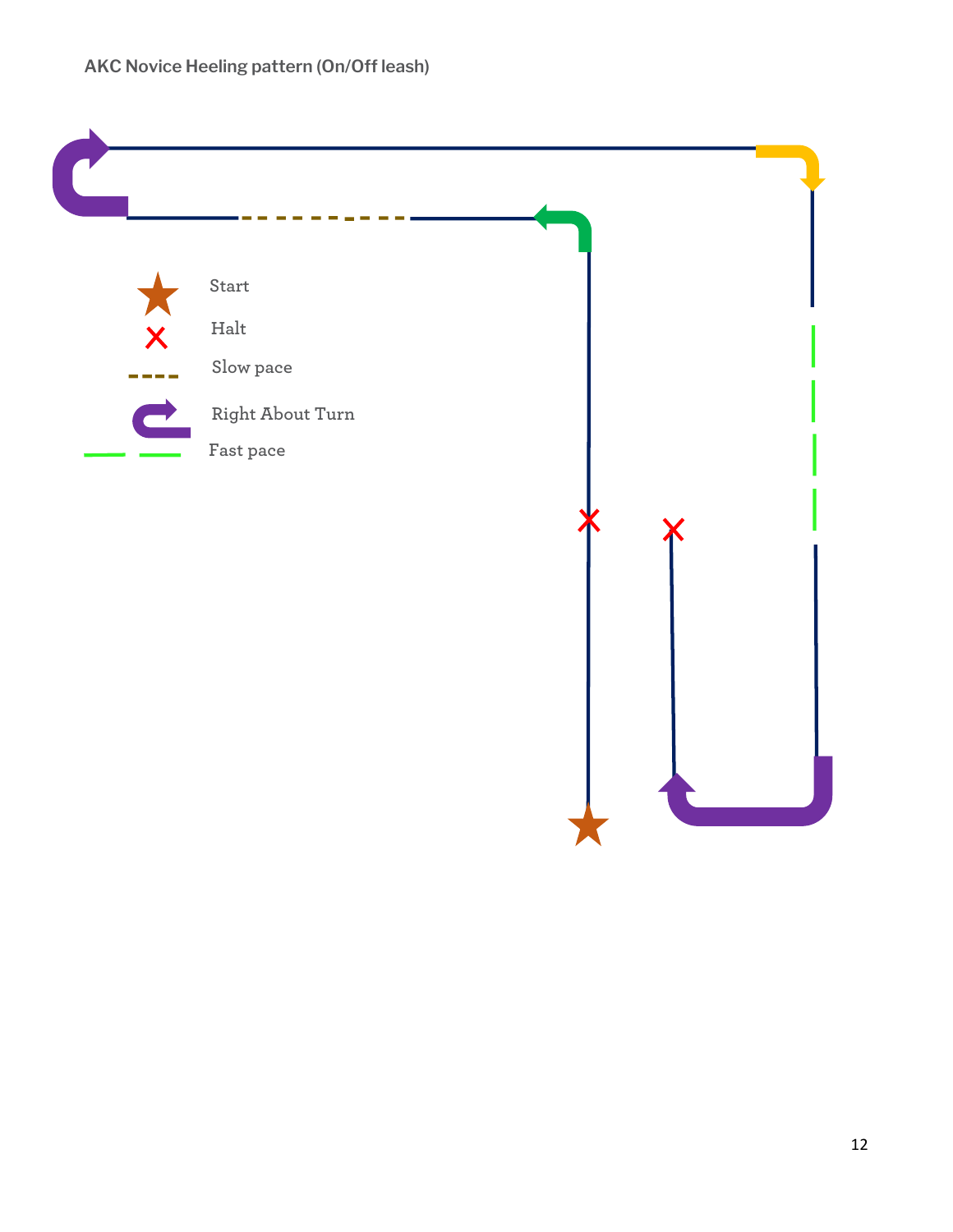**AKC Novice Heeling pattern (On/Off leash)**

Start

Halt

Slow pace

Right About Turn

Fast pace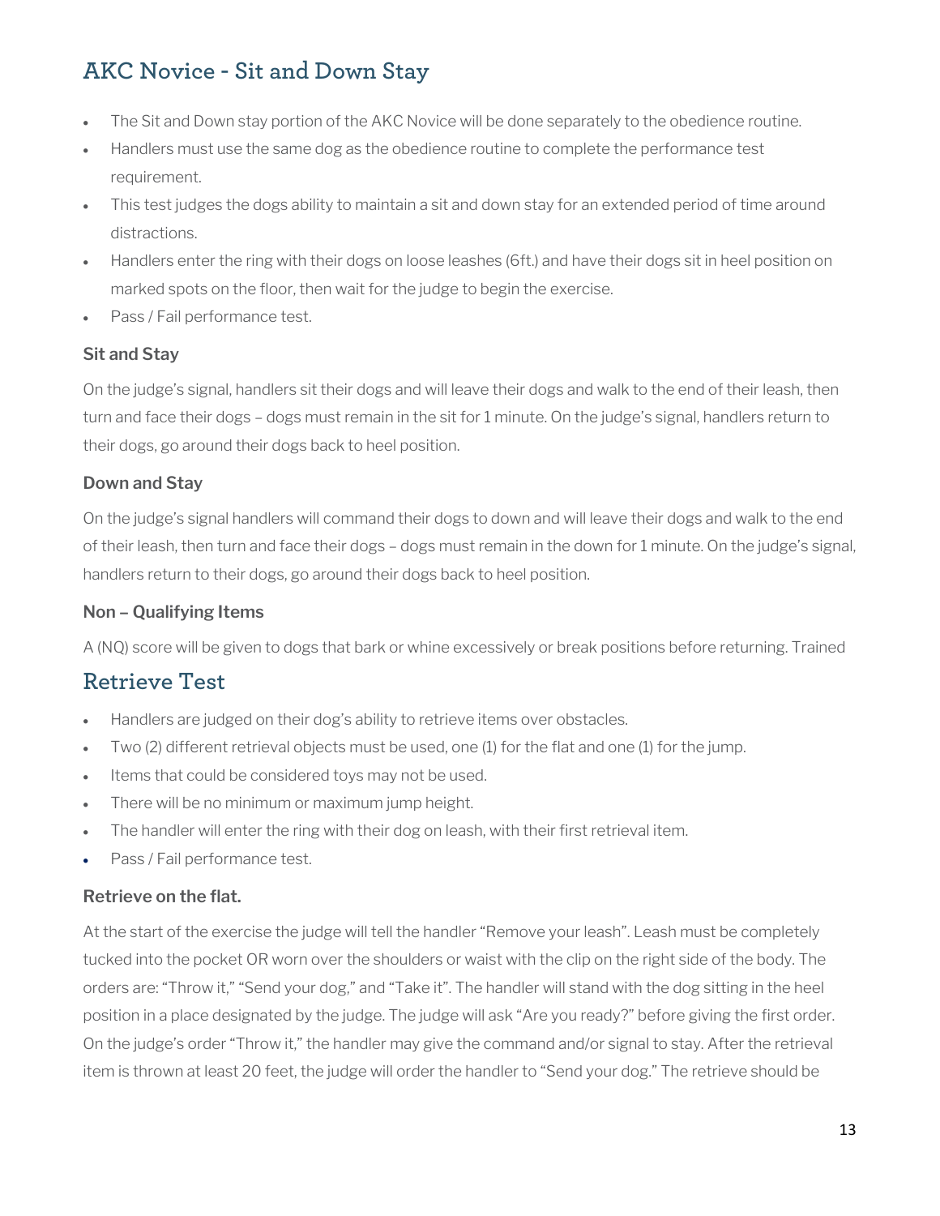## AKC Novice - Sit and Down Stay

- The Sit and Down stay portion of the AKC Novice will be done separately to the obedience routine.
- Handlers must use the same dog as the obedience routine to complete the performance test requirement.
- This test judges the dogs ability to maintain a sit and down stay for an extended period of time around distractions.
- Handlers enter the ring with their dogs on loose leashes (6ft.) and have their dogs sit in heel position on marked spots on the floor, then wait for the judge to begin the exercise.
- Pass / Fail performance test.

### Sit and Stay

On the judge's signal, handlers sit their dogs and will leave their dogs and walk to the end of their leash, then turn and face their dogs – dogs must remain in the sit for 1 minute. On the judge's signal, handlers return to their dogs, go around their dogs back to heel position.

### Down and Stay

On the judge's signal handlers will command their dogs to down and will leave their dogs and walk to the end of their leash, then turn and face their dogs – dogs must remain in the down for 1 minute. On the judge's signal, handlers return to their dogs, go around their dogs back to heel position.

### Non – Qualifying Items

A (NQ) score will be given to dogs that bark or whine excessively or break positions before returning. Trained

## Retrieve Test

- Handlers are judged on their dog's ability to retrieve items over obstacles.
- Two (2) different retrieval objects must be used, one (1) for the flat and one (1) for the jump.
- Items that could be considered toys may not be used.
- There will be no minimum or maximum jump height.
- The handler will enter the ring with their dog on leash, with their first retrieval item.
- Pass / Fail performance test.

### Retrieve on the flat.

At the start of the exercise the judge will tell the handler "Remove your leash". Leash must be completely tucked into the pocket OR worn over the shoulders or waist with the clip on the right side of the body. The orders are: "Throw it," "Send your dog," and "Take it". The handler will stand with the dog sitting in the heel position in a place designated by the judge. The judge will ask "Are you ready?" before giving the first order. On the judge's order "Throw it," the handler may give the command and/or signal to stay. After the retrieval item is thrown at least 20 feet, the judge will order the handler to "Send your dog." The retrieve should be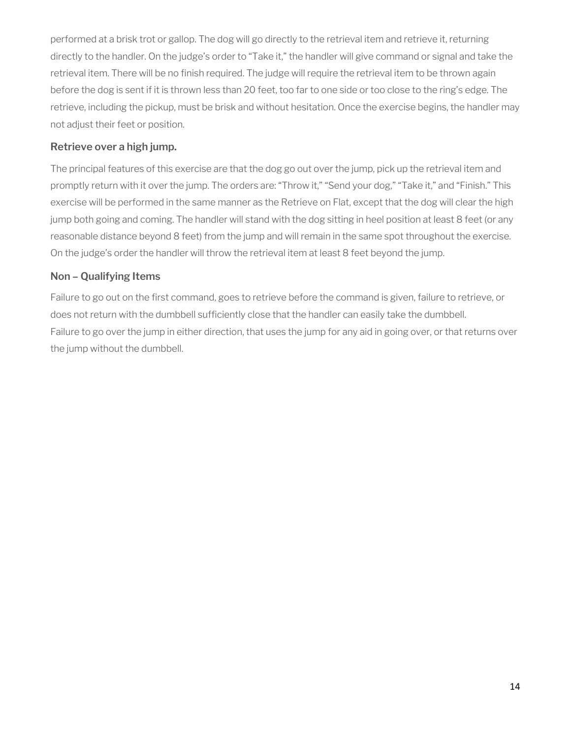performed at a brisk trot or gallop. The dog will go directly to the retrieval item and retrieve it, returning directly to the handler. On the judge's order to "Take it," the handler will give command or signal and take the retrieval item. There will be no finish required. The judge will require the retrieval item to be thrown again before the dog is sent if it is thrown less than 20 feet, too far to one side or too close to the ring's edge. The retrieve, including the pickup, must be brisk and without hesitation. Once the exercise begins, the handler may not adjust their feet or position.

### Retrieve over a high jump.

The principal features of this exercise are that the dog go out over the jump, pick up the retrieval item and promptly return with it over the jump. The orders are: "Throw it," "Send your dog," "Take it," and "Finish." This exercise will be performed in the same manner as the Retrieve on Flat, except that the dog will clear the high jump both going and coming. The handler will stand with the dog sitting in heel position at least 8 feet (or any reasonable distance beyond 8 feet) from the jump and will remain in the same spot throughout the exercise. On the judge's order the handler will throw the retrieval item at least 8 feet beyond the jump.

### Non – Qualifying Items

Failure to go out on the first command, goes to retrieve before the command is given, failure to retrieve, or does not return with the dumbbell sufficiently close that the handler can easily take the dumbbell.
Failure to go over the jump in either direction, that uses the jump for any aid in going over, or that returns over the jump without the dumbbell.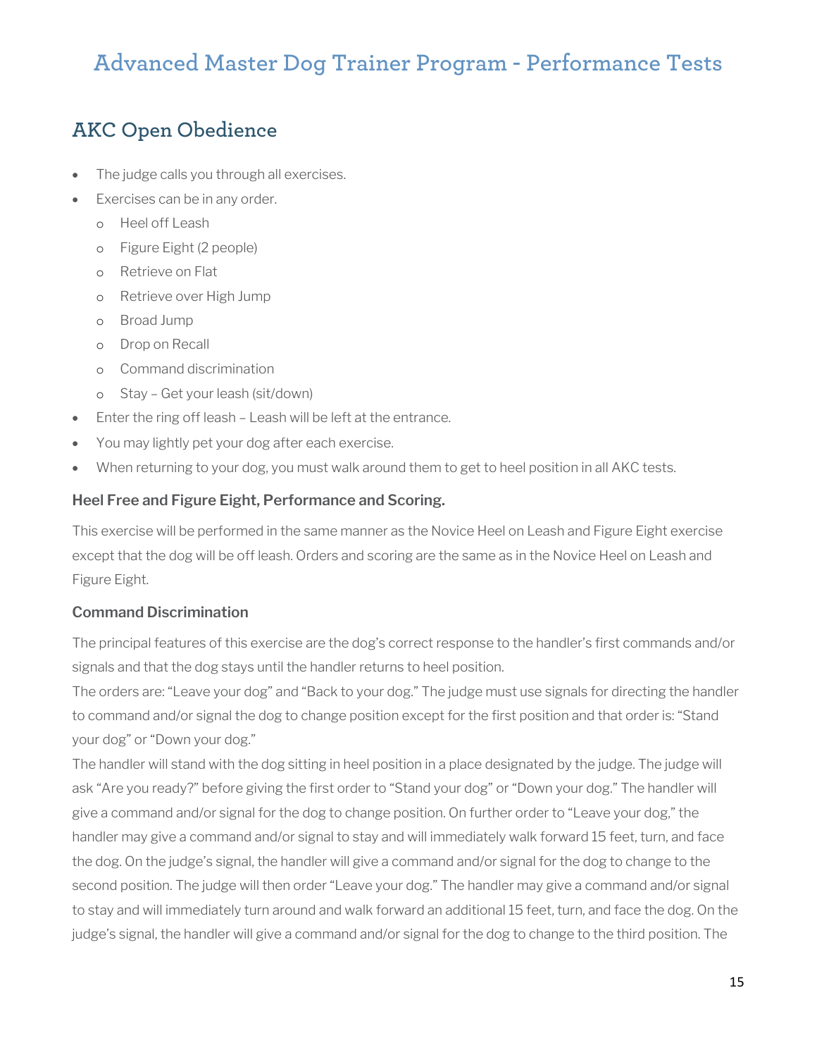## Advanced Master Dog Trainer Program - Performance Tests

### AKC Open Obedience

- The judge calls you through all exercises.
- Exercises can be in any order.
  - Heel off Leash
  - Figure Eight (2 people)
  - Retrieve on Flat
  - Retrieve over High Jump
  - Broad Jump
  - Drop on Recall
  - Command discrimination
  - Stay – Get your leash (sit/down)
- Enter the ring off leash – Leash will be left at the entrance.
- You may lightly pet your dog after each exercise.
- When returning to your dog, you must walk around them to get to heel position in all AKC tests.

**Heel Free and Figure Eight, Performance and Scoring.**

This exercise will be performed in the same manner as the Novice Heel on Leash and Figure Eight exercise except that the dog will be off leash. Orders and scoring are the same as in the Novice Heel on Leash and Figure Eight.

**Command Discrimination**

The principal features of this exercise are the dog's correct response to the handler's first commands and/or signals and that the dog stays until the handler returns to heel position.

The orders are: "Leave your dog" and "Back to your dog." The judge must use signals for directing the handler to command and/or signal the dog to change position except for the first position and that order is: "Stand your dog" or "Down your dog."

The handler will stand with the dog sitting in heel position in a place designated by the judge. The judge will ask "Are you ready?" before giving the first order to "Stand your dog" or "Down your dog." The handler will give a command and/or signal for the dog to change position. On further order to "Leave your dog," the handler may give a command and/or signal to stay and will immediately walk forward 15 feet, turn, and face the dog. On the judge's signal, the handler will give a command and/or signal for the dog to change to the second position. The judge will then order "Leave your dog." The handler may give a command and/or signal to stay and will immediately turn around and walk forward an additional 15 feet, turn, and face the dog. On the judge's signal, the handler will give a command and/or signal for the dog to change to the third position. The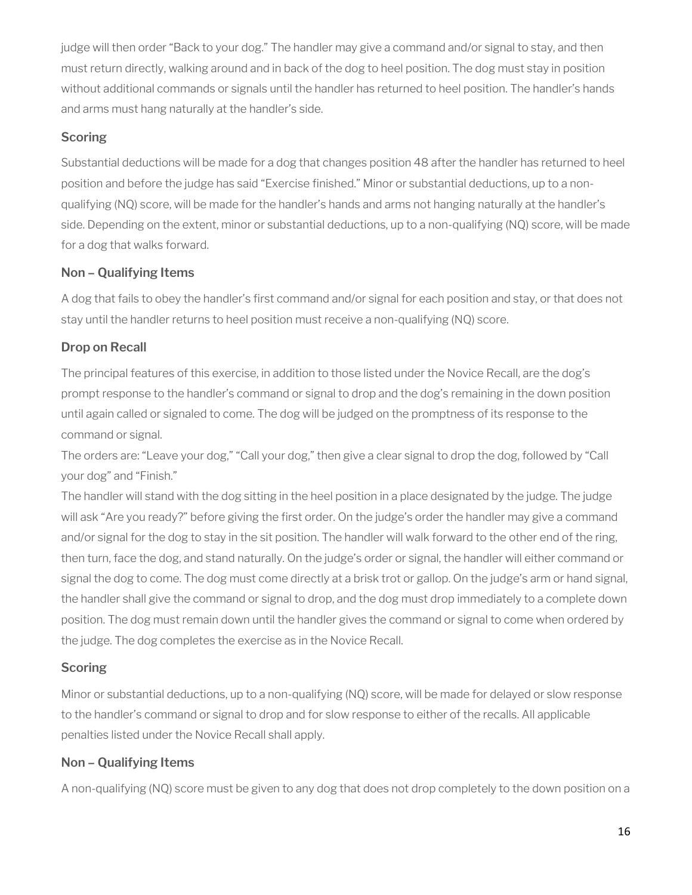judge will then order "Back to your dog." The handler may give a command and/or signal to stay, and then must return directly, walking around and in back of the dog to heel position. The dog must stay in position without additional commands or signals until the handler has returned to heel position. The handler's hands and arms must hang naturally at the handler's side.

### Scoring

Substantial deductions will be made for a dog that changes position 48 after the handler has returned to heel position and before the judge has said "Exercise finished." Minor or substantial deductions, up to a non-qualifying (NQ) score, will be made for the handler's hands and arms not hanging naturally at the handler's side. Depending on the extent, minor or substantial deductions, up to a non-qualifying (NQ) score, will be made for a dog that walks forward.

### Non – Qualifying Items

A dog that fails to obey the handler's first command and/or signal for each position and stay, or that does not stay until the handler returns to heel position must receive a non-qualifying (NQ) score.

### Drop on Recall

The principal features of this exercise, in addition to those listed under the Novice Recall, are the dog's prompt response to the handler's command or signal to drop and the dog's remaining in the down position until again called or signaled to come. The dog will be judged on the promptness of its response to the command or signal.
The orders are: "Leave your dog," "Call your dog," then give a clear signal to drop the dog, followed by "Call your dog" and "Finish."
The handler will stand with the dog sitting in the heel position in a place designated by the judge. The judge will ask "Are you ready?" before giving the first order. On the judge's order the handler may give a command and/or signal for the dog to stay in the sit position. The handler will walk forward to the other end of the ring, then turn, face the dog, and stand naturally. On the judge's order or signal, the handler will either command or signal the dog to come. The dog must come directly at a brisk trot or gallop. On the judge's arm or hand signal, the handler shall give the command or signal to drop, and the dog must drop immediately to a complete down position. The dog must remain down until the handler gives the command or signal to come when ordered by the judge. The dog completes the exercise as in the Novice Recall.

### Scoring

Minor or substantial deductions, up to a non-qualifying (NQ) score, will be made for delayed or slow response to the handler's command or signal to drop and for slow response to either of the recalls. All applicable penalties listed under the Novice Recall shall apply.

### Non – Qualifying Items

A non-qualifying (NQ) score must be given to any dog that does not drop completely to the down position on a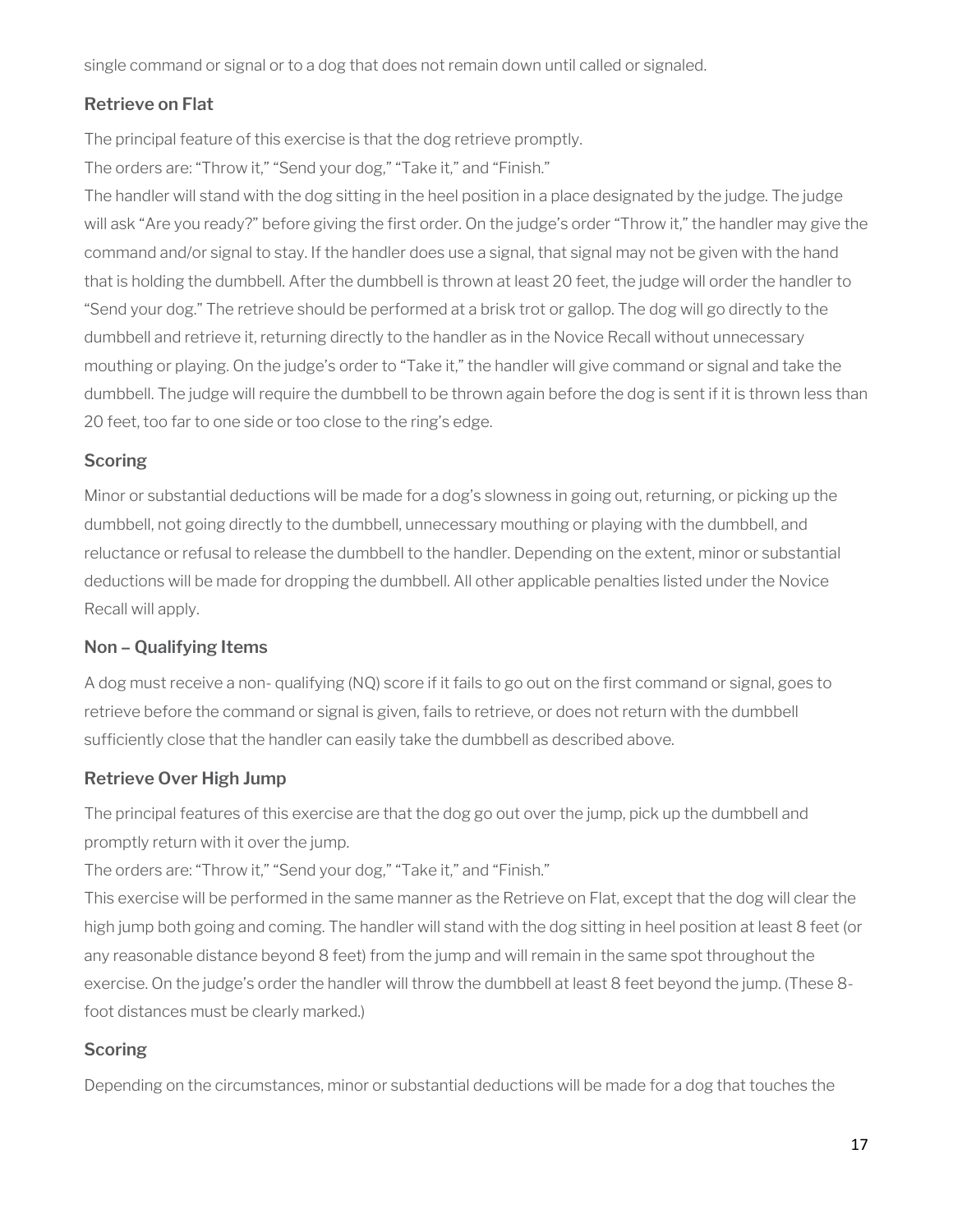single command or signal or to a dog that does not remain down until called or signaled.

### Retrieve on Flat

The principal feature of this exercise is that the dog retrieve promptly.

The orders are: "Throw it," "Send your dog," "Take it," and "Finish."

The handler will stand with the dog sitting in the heel position in a place designated by the judge. The judge will ask "Are you ready?" before giving the first order. On the judge's order "Throw it," the handler may give the command and/or signal to stay. If the handler does use a signal, that signal may not be given with the hand that is holding the dumbbell. After the dumbbell is thrown at least 20 feet, the judge will order the handler to "Send your dog." The retrieve should be performed at a brisk trot or gallop. The dog will go directly to the dumbbell and retrieve it, returning directly to the handler as in the Novice Recall without unnecessary mouthing or playing. On the judge's order to "Take it," the handler will give command or signal and take the dumbbell. The judge will require the dumbbell to be thrown again before the dog is sent if it is thrown less than 20 feet, too far to one side or too close to the ring's edge.

### Scoring

Minor or substantial deductions will be made for a dog's slowness in going out, returning, or picking up the dumbbell, not going directly to the dumbbell, unnecessary mouthing or playing with the dumbbell, and reluctance or refusal to release the dumbbell to the handler. Depending on the extent, minor or substantial deductions will be made for dropping the dumbbell. All other applicable penalties listed under the Novice Recall will apply.

### Non – Qualifying Items

A dog must receive a non- qualifying (NQ) score if it fails to go out on the first command or signal, goes to retrieve before the command or signal is given, fails to retrieve, or does not return with the dumbbell sufficiently close that the handler can easily take the dumbbell as described above.

### Retrieve Over High Jump

The principal features of this exercise are that the dog go out over the jump, pick up the dumbbell and promptly return with it over the jump.

The orders are: "Throw it," "Send your dog," "Take it," and "Finish."

This exercise will be performed in the same manner as the Retrieve on Flat, except that the dog will clear the high jump both going and coming. The handler will stand with the dog sitting in heel position at least 8 feet (or any reasonable distance beyond 8 feet) from the jump and will remain in the same spot throughout the exercise. On the judge's order the handler will throw the dumbbell at least 8 feet beyond the jump. (These 8-foot distances must be clearly marked.)

### Scoring

Depending on the circumstances, minor or substantial deductions will be made for a dog that touches the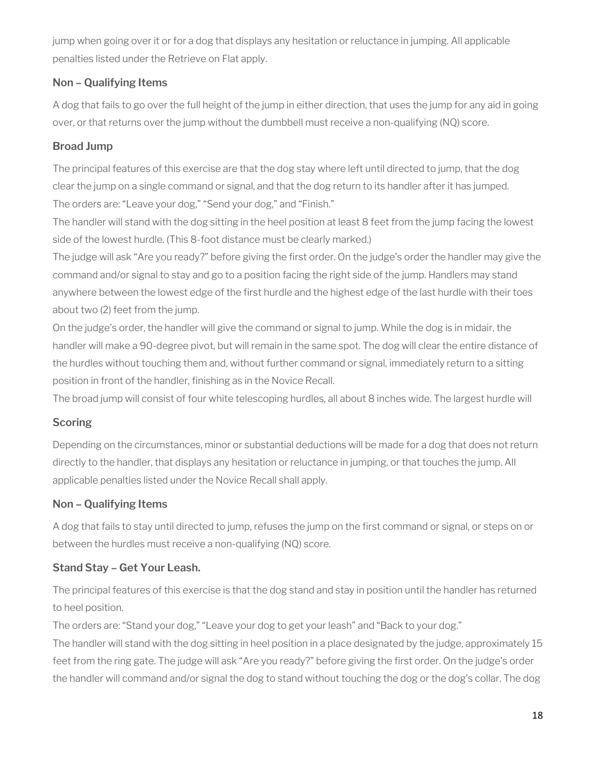jump when going over it or for a dog that displays any hesitation or reluctance in jumping. All applicable penalties listed under the Retrieve on Flat apply.

### Non – Qualifying Items

A dog that fails to go over the full height of the jump in either direction, that uses the jump for any aid in going over, or that returns over the jump without the dumbbell must receive a non-qualifying (NQ) score.

### Broad Jump

The principal features of this exercise are that the dog stay where left until directed to jump, that the dog clear the jump on a single command or signal, and that the dog return to its handler after it has jumped.
The orders are: "Leave your dog," "Send your dog," and "Finish."
The handler will stand with the dog sitting in the heel position at least 8 feet from the jump facing the lowest side of the lowest hurdle. (This 8-foot distance must be clearly marked.)
The judge will ask "Are you ready?" before giving the first order. On the judge's order the handler may give the command and/or signal to stay and go to a position facing the right side of the jump. Handlers may stand anywhere between the lowest edge of the first hurdle and the highest edge of the last hurdle with their toes about two (2) feet from the jump.
On the judge's order, the handler will give the command or signal to jump. While the dog is in midair, the handler will make a 90-degree pivot, but will remain in the same spot. The dog will clear the entire distance of the hurdles without touching them and, without further command or signal, immediately return to a sitting position in front of the handler, finishing as in the Novice Recall.
The broad jump will consist of four white telescoping hurdles, all about 8 inches wide. The largest hurdle will

### Scoring

Depending on the circumstances, minor or substantial deductions will be made for a dog that does not return directly to the handler, that displays any hesitation or reluctance in jumping, or that touches the jump. All applicable penalties listed under the Novice Recall shall apply.

### Non – Qualifying Items

A dog that fails to stay until directed to jump, refuses the jump on the first command or signal, or steps on or between the hurdles must receive a non-qualifying (NQ) score.

### Stand Stay – Get Your Leash.

The principal features of this exercise is that the dog stand and stay in position until the handler has returned to heel position.
The orders are: "Stand your dog," "Leave your dog to get your leash" and "Back to your dog."
The handler will stand with the dog sitting in heel position in a place designated by the judge, approximately 15 feet from the ring gate. The judge will ask "Are you ready?" before giving the first order. On the judge's order the handler will command and/or signal the dog to stand without touching the dog or the dog's collar. The dog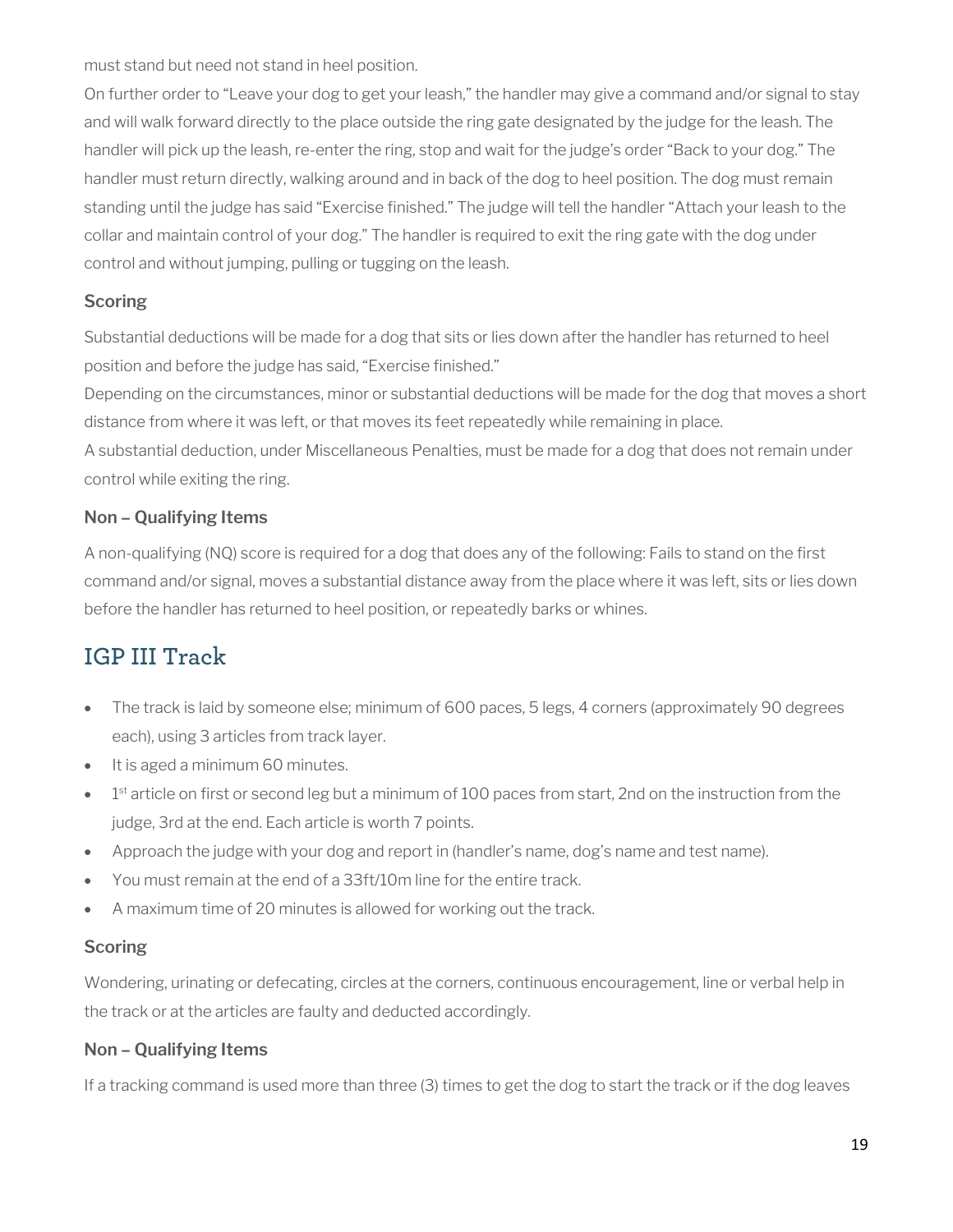must stand but need not stand in heel position.

On further order to “Leave your dog to get your leash,” the handler may give a command and/or signal to stay and will walk forward directly to the place outside the ring gate designated by the judge for the leash. The handler will pick up the leash, re-enter the ring, stop and wait for the judge’s order “Back to your dog.” The handler must return directly, walking around and in back of the dog to heel position. The dog must remain standing until the judge has said “Exercise finished.” The judge will tell the handler “Attach your leash to the collar and maintain control of your dog.” The handler is required to exit the ring gate with the dog under control and without jumping, pulling or tugging on the leash.

### Scoring

Substantial deductions will be made for a dog that sits or lies down after the handler has returned to heel position and before the judge has said, “Exercise finished.”

Depending on the circumstances, minor or substantial deductions will be made for the dog that moves a short distance from where it was left, or that moves its feet repeatedly while remaining in place.

A substantial deduction, under Miscellaneous Penalties, must be made for a dog that does not remain under control while exiting the ring.

### Non – Qualifying Items

A non-qualifying (NQ) score is required for a dog that does any of the following: Fails to stand on the first command and/or signal, moves a substantial distance away from the place where it was left, sits or lies down before the handler has returned to heel position, or repeatedly barks or whines.

## IGP III Track

- The track is laid by someone else; minimum of 600 paces, 5 legs, 4 corners (approximately 90 degrees each), using 3 articles from track layer.
- It is aged a minimum 60 minutes.
- 1st article on first or second leg but a minimum of 100 paces from start, 2nd on the instruction from the judge, 3rd at the end. Each article is worth 7 points.
- Approach the judge with your dog and report in (handler’s name, dog’s name and test name).
- You must remain at the end of a 33ft/10m line for the entire track.
- A maximum time of 20 minutes is allowed for working out the track.

### Scoring

Wondering, urinating or defecating, circles at the corners, continuous encouragement, line or verbal help in the track or at the articles are faulty and deducted accordingly.

### Non – Qualifying Items

If a tracking command is used more than three (3) times to get the dog to start the track or if the dog leaves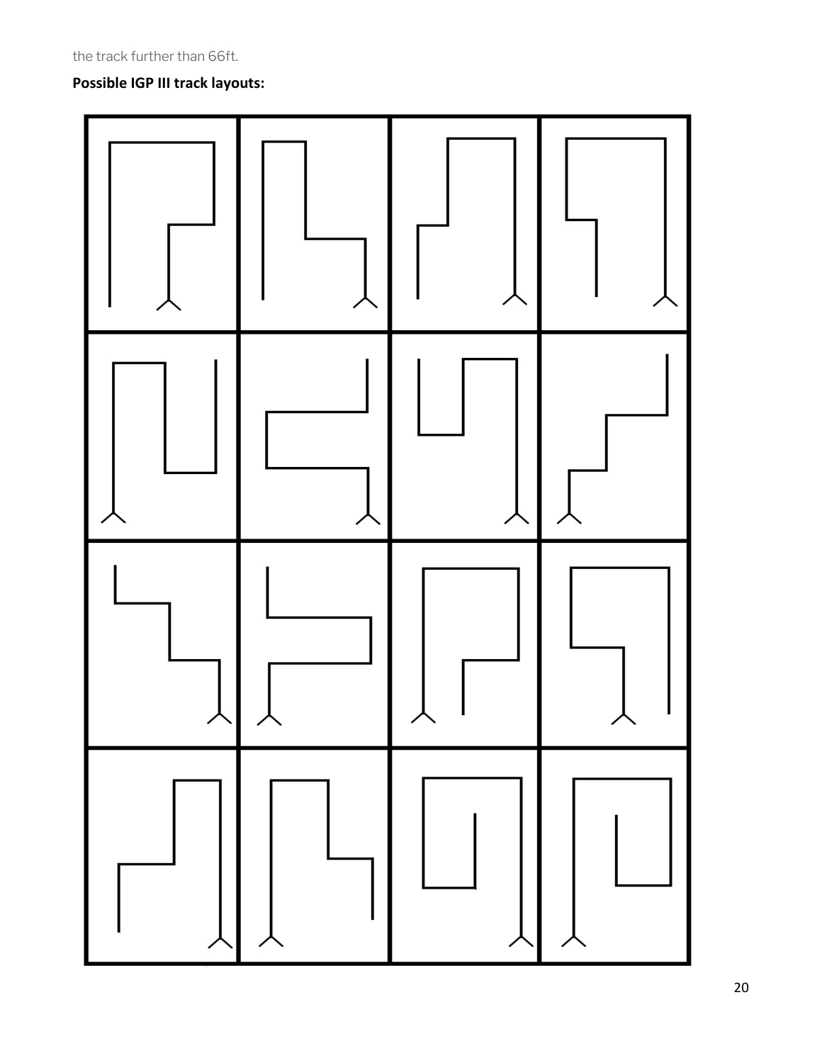the track further than 66ft.

**Possible IGP III track layouts:**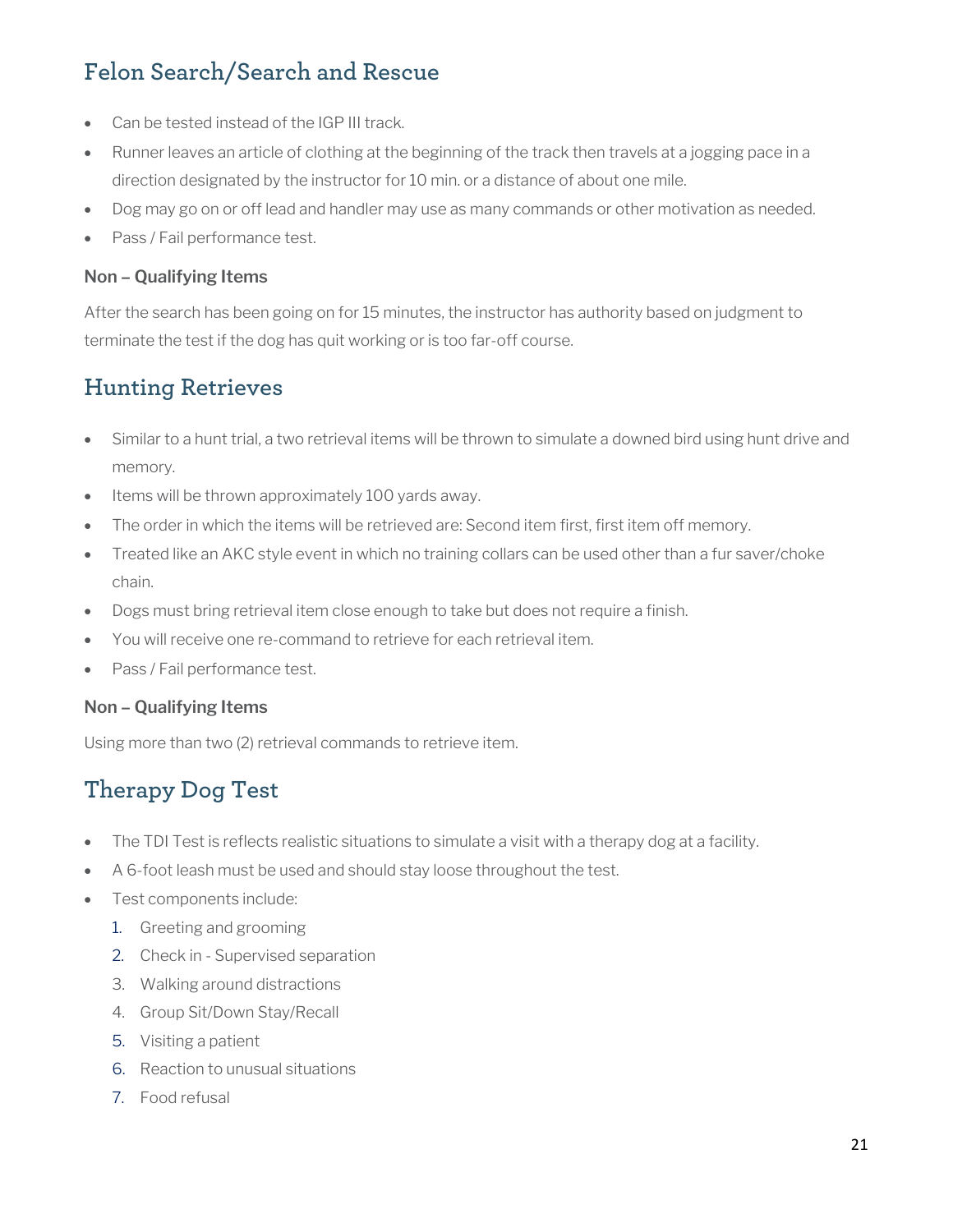## Felon Search/Search and Rescue

- Can be tested instead of the IGP III track.
- Runner leaves an article of clothing at the beginning of the track then travels at a jogging pace in a direction designated by the instructor for 10 min. or a distance of about one mile.
- Dog may go on or off lead and handler may use as many commands or other motivation as needed.
- Pass / Fail performance test.

### Non – Qualifying Items

After the search has been going on for 15 minutes, the instructor has authority based on judgment to terminate the test if the dog has quit working or is too far-off course.

## Hunting Retrieves

- Similar to a hunt trial, a two retrieval items will be thrown to simulate a downed bird using hunt drive and memory.
- Items will be thrown approximately 100 yards away.
- The order in which the items will be retrieved are: Second item first, first item off memory.
- Treated like an AKC style event in which no training collars can be used other than a fur saver/choke chain.
- Dogs must bring retrieval item close enough to take but does not require a finish.
- You will receive one re-command to retrieve for each retrieval item.
- Pass / Fail performance test.

### Non – Qualifying Items

Using more than two (2) retrieval commands to retrieve item.

## Therapy Dog Test

- The TDI Test is reflects realistic situations to simulate a visit with a therapy dog at a facility.
- A 6-foot leash must be used and should stay loose throughout the test.
- Test components include:
  1. Greeting and grooming
  2. Check in - Supervised separation
  3. Walking around distractions
  4. Group Sit/Down Stay/Recall
  5. Visiting a patient
  6. Reaction to unusual situations
  7. Food refusal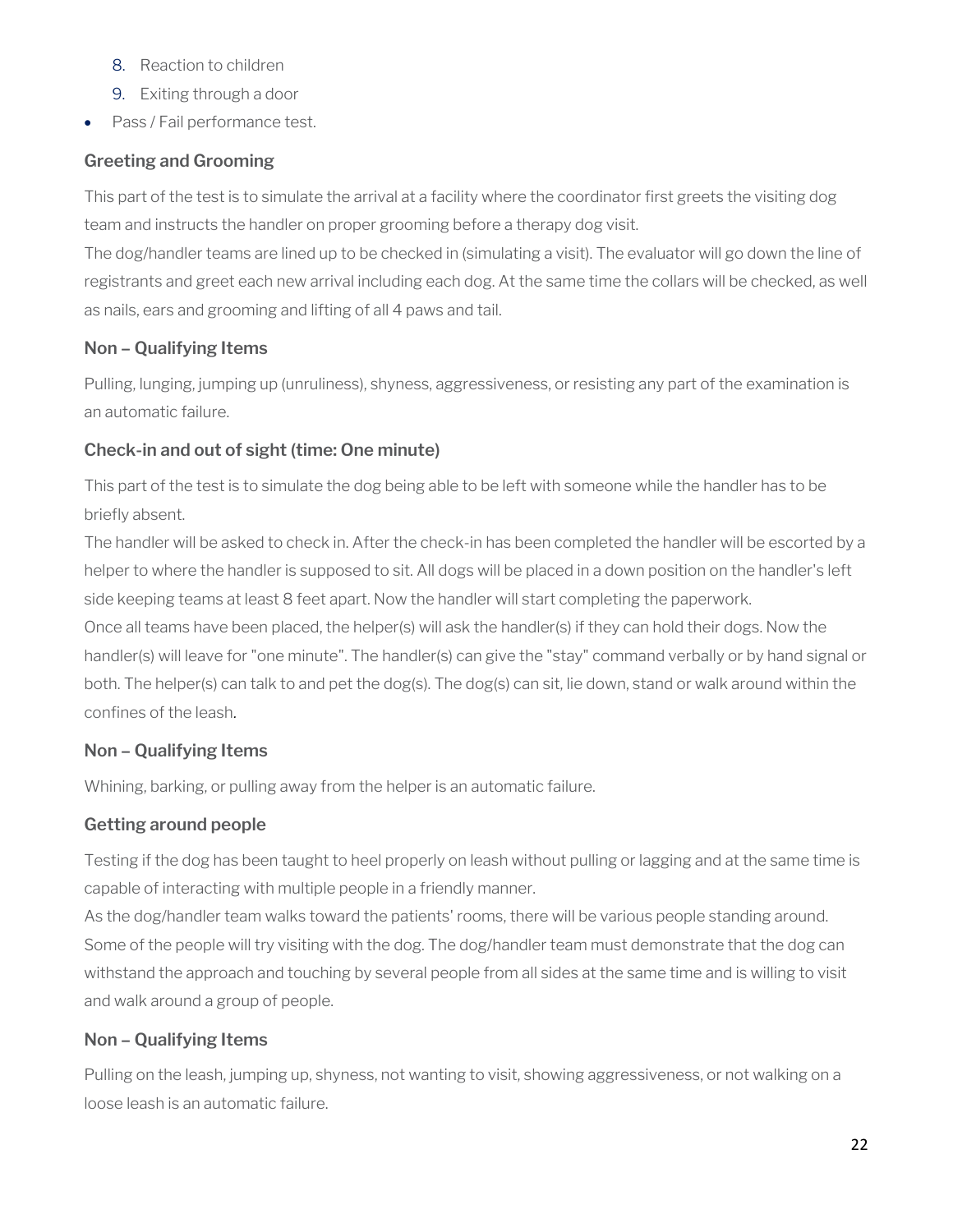8. Reaction to children
9. Exiting through a door

- Pass / Fail performance test.

### Greeting and Grooming

This part of the test is to simulate the arrival at a facility where the coordinator first greets the visiting dog team and instructs the handler on proper grooming before a therapy dog visit.
The dog/handler teams are lined up to be checked in (simulating a visit). The evaluator will go down the line of registrants and greet each new arrival including each dog. At the same time the collars will be checked, as well as nails, ears and grooming and lifting of all 4 paws and tail.

### Non – Qualifying Items

Pulling, lunging, jumping up (unruliness), shyness, aggressiveness, or resisting any part of the examination is an automatic failure.

### Check-in and out of sight (time: One minute)

This part of the test is to simulate the dog being able to be left with someone while the handler has to be briefly absent.
The handler will be asked to check in. After the check-in has been completed the handler will be escorted by a helper to where the handler is supposed to sit. All dogs will be placed in a down position on the handler's left side keeping teams at least 8 feet apart. Now the handler will start completing the paperwork.
Once all teams have been placed, the helper(s) will ask the handler(s) if they can hold their dogs. Now the handler(s) will leave for "one minute". The handler(s) can give the "stay" command verbally or by hand signal or both. The helper(s) can talk to and pet the dog(s). The dog(s) can sit, lie down, stand or walk around within the confines of the leash.

### Non – Qualifying Items

Whining, barking, or pulling away from the helper is an automatic failure.

### Getting around people

Testing if the dog has been taught to heel properly on leash without pulling or lagging and at the same time is capable of interacting with multiple people in a friendly manner.
As the dog/handler team walks toward the patients' rooms, there will be various people standing around. Some of the people will try visiting with the dog. The dog/handler team must demonstrate that the dog can withstand the approach and touching by several people from all sides at the same time and is willing to visit and walk around a group of people.

### Non – Qualifying Items

Pulling on the leash, jumping up, shyness, not wanting to visit, showing aggressiveness, or not walking on a loose leash is an automatic failure.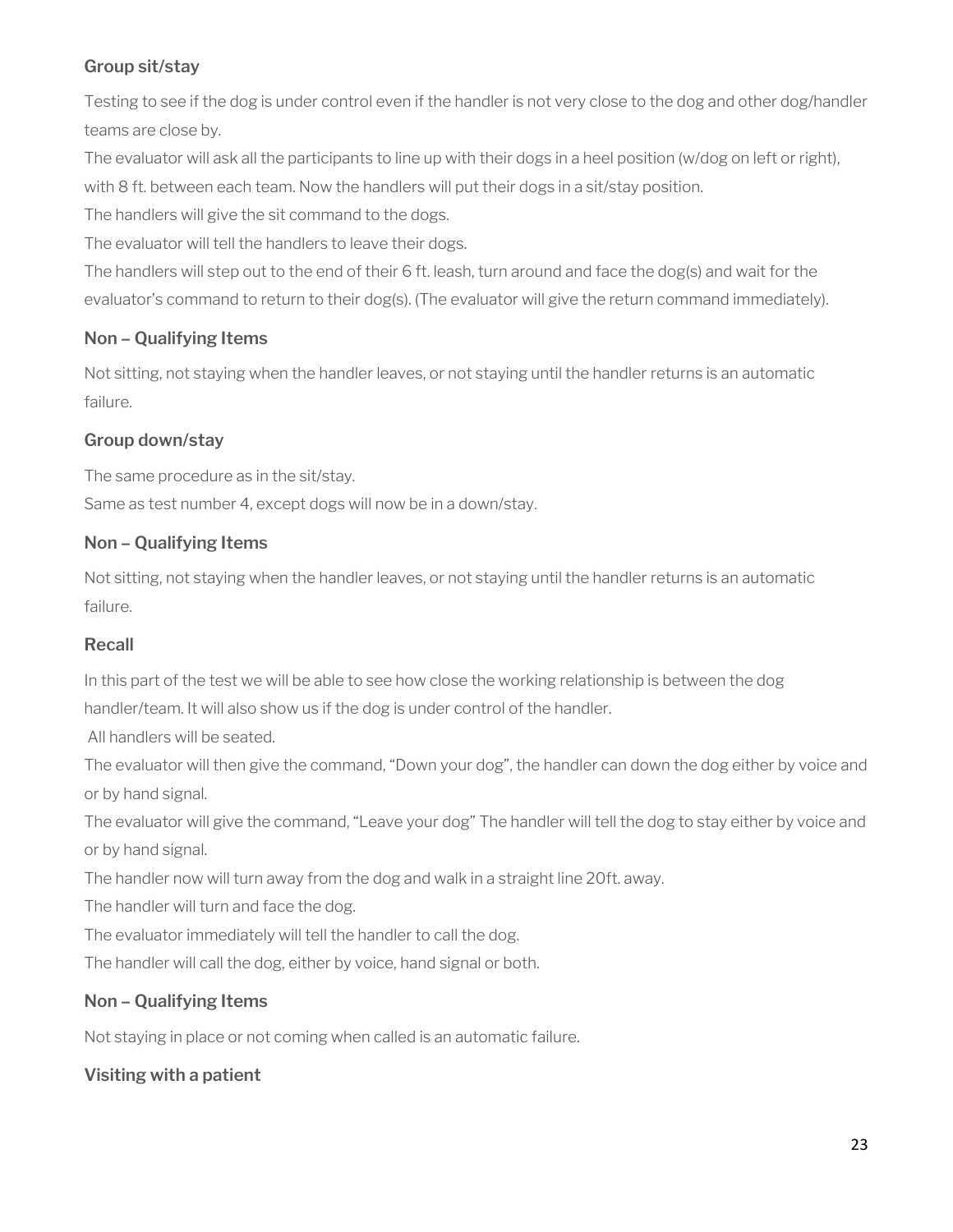### Group sit/stay

Testing to see if the dog is under control even if the handler is not very close to the dog and other dog/handler teams are close by.

The evaluator will ask all the participants to line up with their dogs in a heel position (w/dog on left or right), with 8 ft. between each team. Now the handlers will put their dogs in a sit/stay position.

The handlers will give the sit command to the dogs.

The evaluator will tell the handlers to leave their dogs.

The handlers will step out to the end of their 6 ft. leash, turn around and face the dog(s) and wait for the evaluator's command to return to their dog(s). (The evaluator will give the return command immediately).

### Non – Qualifying Items

Not sitting, not staying when the handler leaves, or not staying until the handler returns is an automatic failure.

### Group down/stay

The same procedure as in the sit/stay.

Same as test number 4, except dogs will now be in a down/stay.

### Non – Qualifying Items

Not sitting, not staying when the handler leaves, or not staying until the handler returns is an automatic failure.

### Recall

In this part of the test we will be able to see how close the working relationship is between the dog handler/team. It will also show us if the dog is under control of the handler.

All handlers will be seated.

The evaluator will then give the command, "Down your dog", the handler can down the dog either by voice and or by hand signal.

The evaluator will give the command, "Leave your dog" The handler will tell the dog to stay either by voice and or by hand signal.

The handler now will turn away from the dog and walk in a straight line 20ft. away.

The handler will turn and face the dog.

The evaluator immediately will tell the handler to call the dog.

The handler will call the dog, either by voice, hand signal or both.

### Non – Qualifying Items

Not staying in place or not coming when called is an automatic failure.

### Visiting with a patient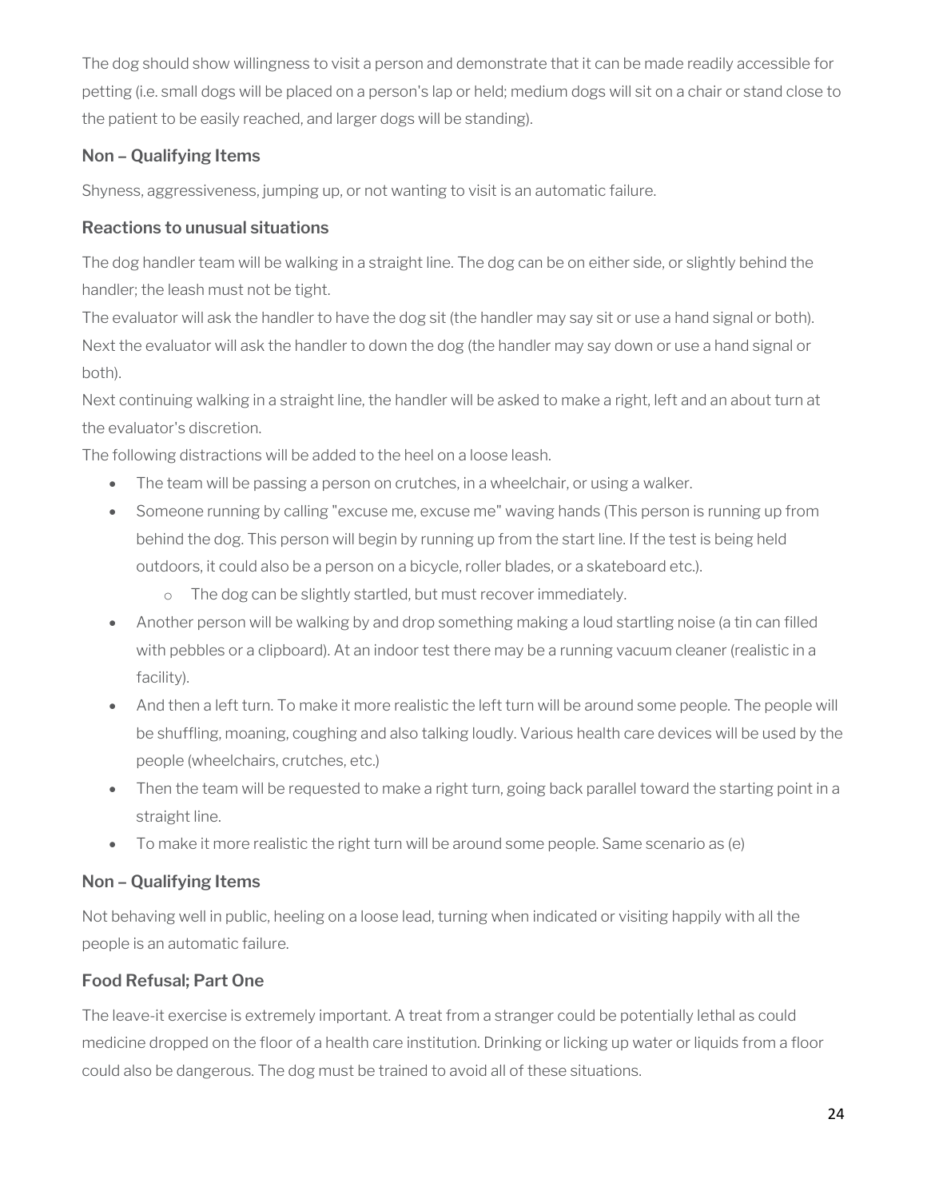The dog should show willingness to visit a person and demonstrate that it can be made readily accessible for petting (i.e. small dogs will be placed on a person's lap or held; medium dogs will sit on a chair or stand close to the patient to be easily reached, and larger dogs will be standing).

### Non – Qualifying Items

Shyness, aggressiveness, jumping up, or not wanting to visit is an automatic failure.

### Reactions to unusual situations

The dog handler team will be walking in a straight line. The dog can be on either side, or slightly behind the handler; the leash must not be tight.

The evaluator will ask the handler to have the dog sit (the handler may say sit or use a hand signal or both).

Next the evaluator will ask the handler to down the dog (the handler may say down or use a hand signal or both).

Next continuing walking in a straight line, the handler will be asked to make a right, left and an about turn at the evaluator's discretion.

The following distractions will be added to the heel on a loose leash.

- The team will be passing a person on crutches, in a wheelchair, or using a walker.
- Someone running by calling "excuse me, excuse me" waving hands (This person is running up from behind the dog. This person will begin by running up from the start line. If the test is being held outdoors, it could also be a person on a bicycle, roller blades, or a skateboard etc.).
    - The dog can be slightly startled, but must recover immediately.
- Another person will be walking by and drop something making a loud startling noise (a tin can filled with pebbles or a clipboard). At an indoor test there may be a running vacuum cleaner (realistic in a facility).
- And then a left turn. To make it more realistic the left turn will be around some people. The people will be shuffling, moaning, coughing and also talking loudly. Various health care devices will be used by the people (wheelchairs, crutches, etc.)
- Then the team will be requested to make a right turn, going back parallel toward the starting point in a straight line.
- To make it more realistic the right turn will be around some people. Same scenario as (e)

### Non – Qualifying Items

Not behaving well in public, heeling on a loose lead, turning when indicated or visiting happily with all the people is an automatic failure.

### Food Refusal; Part One

The leave-it exercise is extremely important. A treat from a stranger could be potentially lethal as could medicine dropped on the floor of a health care institution. Drinking or licking up water or liquids from a floor could also be dangerous. The dog must be trained to avoid all of these situations.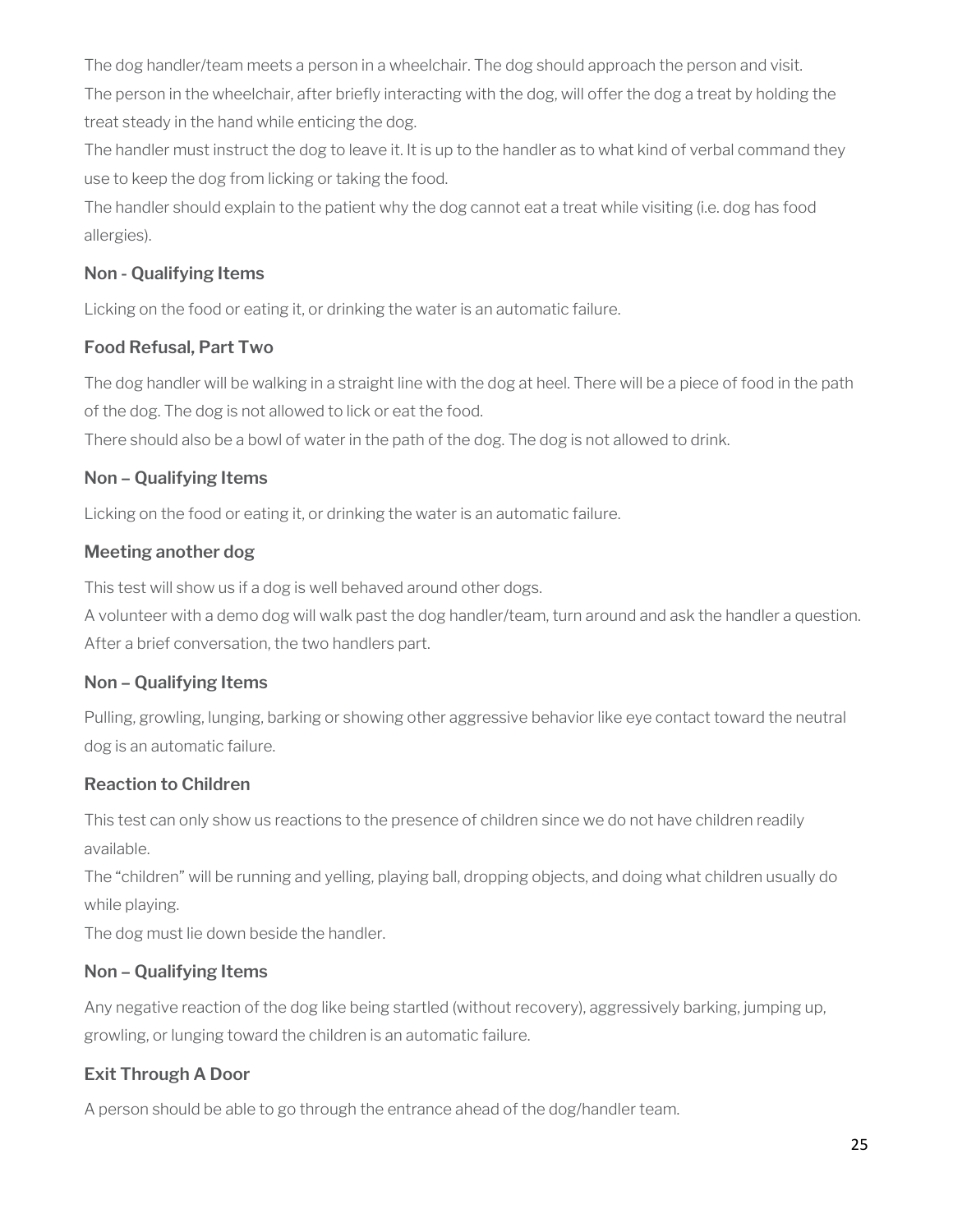The dog handler/team meets a person in a wheelchair. The dog should approach the person and visit.
The person in the wheelchair, after briefly interacting with the dog, will offer the dog a treat by holding the treat steady in the hand while enticing the dog.
The handler must instruct the dog to leave it. It is up to the handler as to what kind of verbal command they use to keep the dog from licking or taking the food.
The handler should explain to the patient why the dog cannot eat a treat while visiting (i.e. dog has food allergies).

### Non - Qualifying Items

Licking on the food or eating it, or drinking the water is an automatic failure.

### Food Refusal, Part Two

The dog handler will be walking in a straight line with the dog at heel. There will be a piece of food in the path of the dog. The dog is not allowed to lick or eat the food.
There should also be a bowl of water in the path of the dog. The dog is not allowed to drink.

### Non – Qualifying Items

Licking on the food or eating it, or drinking the water is an automatic failure.

### Meeting another dog

This test will show us if a dog is well behaved around other dogs.
A volunteer with a demo dog will walk past the dog handler/team, turn around and ask the handler a question. After a brief conversation, the two handlers part.

### Non – Qualifying Items

Pulling, growling, lunging, barking or showing other aggressive behavior like eye contact toward the neutral dog is an automatic failure.

### Reaction to Children

This test can only show us reactions to the presence of children since we do not have children readily available.
The "children" will be running and yelling, playing ball, dropping objects, and doing what children usually do while playing.
The dog must lie down beside the handler.

### Non – Qualifying Items

Any negative reaction of the dog like being startled (without recovery), aggressively barking, jumping up, growling, or lunging toward the children is an automatic failure.

### Exit Through A Door

A person should be able to go through the entrance ahead of the dog/handler team.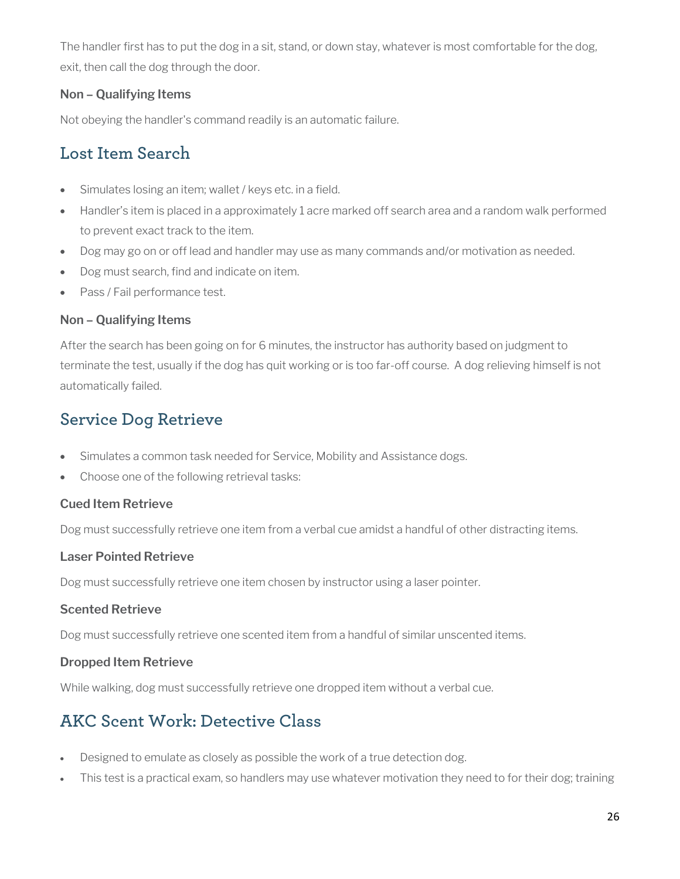The handler first has to put the dog in a sit, stand, or down stay, whatever is most comfortable for the dog, exit, then call the dog through the door.

**Non – Qualifying Items**

Not obeying the handler's command readily is an automatic failure.

## Lost Item Search

- Simulates losing an item; wallet / keys etc. in a field.
- Handler's item is placed in a approximately 1 acre marked off search area and a random walk performed to prevent exact track to the item.
- Dog may go on or off lead and handler may use as many commands and/or motivation as needed.
- Dog must search, find and indicate on item.
- Pass / Fail performance test.

**Non – Qualifying Items**

After the search has been going on for 6 minutes, the instructor has authority based on judgment to terminate the test, usually if the dog has quit working or is too far-off course. A dog relieving himself is not automatically failed.

## Service Dog Retrieve

- Simulates a common task needed for Service, Mobility and Assistance dogs.
- Choose one of the following retrieval tasks:

**Cued Item Retrieve**

Dog must successfully retrieve one item from a verbal cue amidst a handful of other distracting items.

**Laser Pointed Retrieve**

Dog must successfully retrieve one item chosen by instructor using a laser pointer.

**Scented Retrieve**

Dog must successfully retrieve one scented item from a handful of similar unscented items.

**Dropped Item Retrieve**

While walking, dog must successfully retrieve one dropped item without a verbal cue.

## AKC Scent Work: Detective Class

- Designed to emulate as closely as possible the work of a true detection dog.
- This test is a practical exam, so handlers may use whatever motivation they need to for their dog; training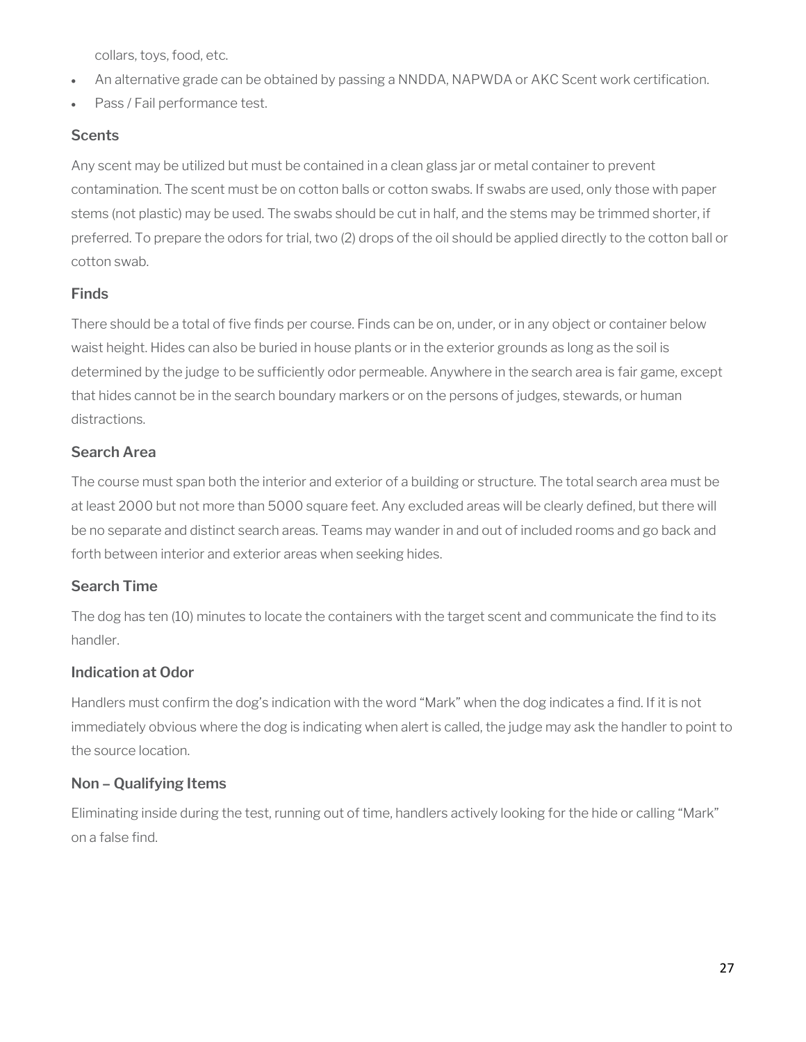collars, toys, food, etc.

- An alternative grade can be obtained by passing a NNDDA, NAPWDA or AKC Scent work certification.
- Pass / Fail performance test.

### Scents

Any scent may be utilized but must be contained in a clean glass jar or metal container to prevent contamination. The scent must be on cotton balls or cotton swabs. If swabs are used, only those with paper stems (not plastic) may be used. The swabs should be cut in half, and the stems may be trimmed shorter, if preferred. To prepare the odors for trial, two (2) drops of the oil should be applied directly to the cotton ball or cotton swab.

### Finds

There should be a total of five finds per course. Finds can be on, under, or in any object or container below waist height. Hides can also be buried in house plants or in the exterior grounds as long as the soil is determined by the judge to be sufficiently odor permeable. Anywhere in the search area is fair game, except that hides cannot be in the search boundary markers or on the persons of judges, stewards, or human distractions.

### Search Area

The course must span both the interior and exterior of a building or structure. The total search area must be at least 2000 but not more than 5000 square feet. Any excluded areas will be clearly defined, but there will be no separate and distinct search areas. Teams may wander in and out of included rooms and go back and forth between interior and exterior areas when seeking hides.

### Search Time

The dog has ten (10) minutes to locate the containers with the target scent and communicate the find to its handler.

### Indication at Odor

Handlers must confirm the dog's indication with the word "Mark" when the dog indicates a find. If it is not immediately obvious where the dog is indicating when alert is called, the judge may ask the handler to point to the source location.

### Non – Qualifying Items

Eliminating inside during the test, running out of time, handlers actively looking for the hide or calling "Mark" on a false find.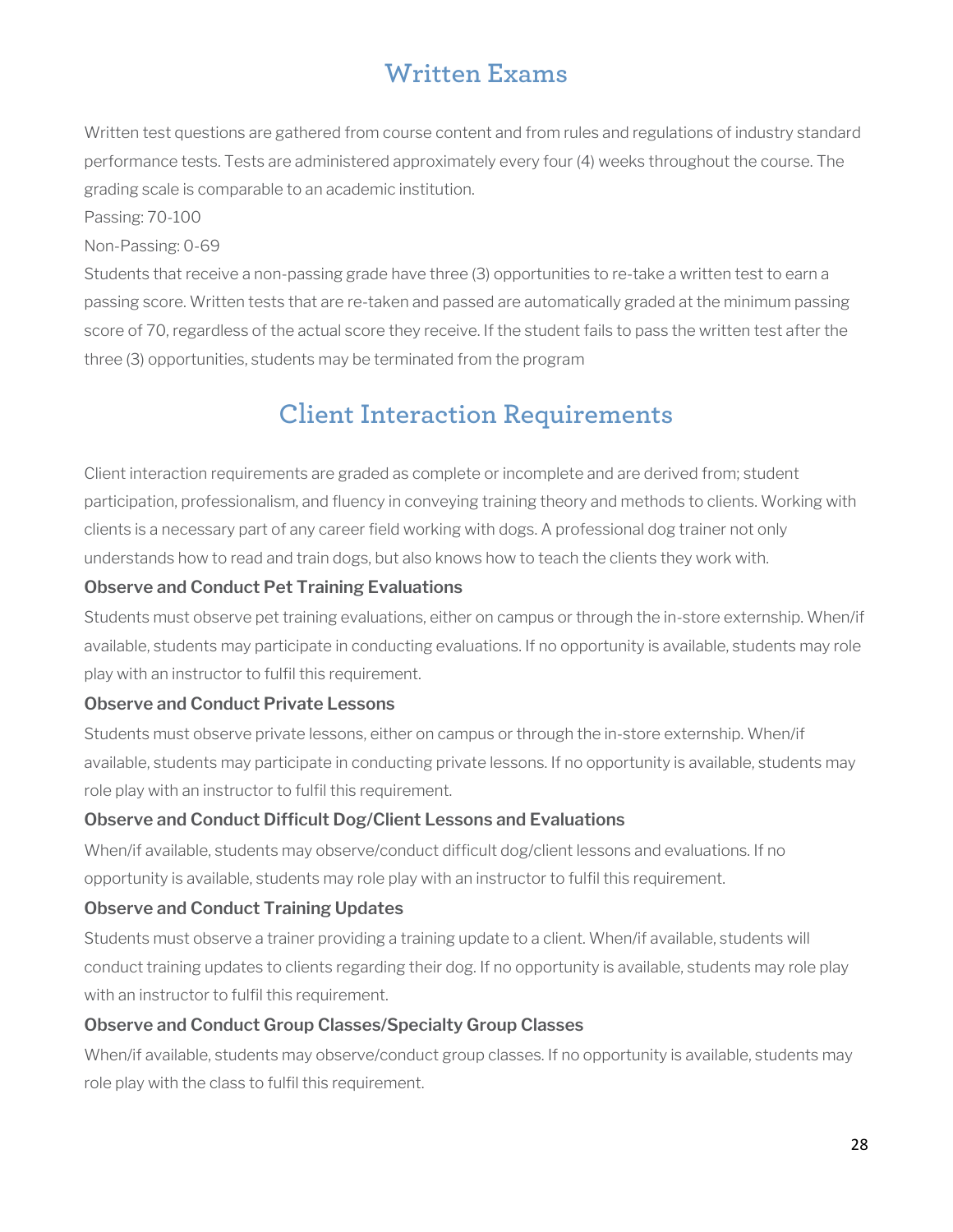## Written Exams

Written test questions are gathered from course content and from rules and regulations of industry standard performance tests. Tests are administered approximately every four (4) weeks throughout the course. The grading scale is comparable to an academic institution.

Passing: 70-100

Non-Passing: 0-69

Students that receive a non-passing grade have three (3) opportunities to re-take a written test to earn a passing score. Written tests that are re-taken and passed are automatically graded at the minimum passing score of 70, regardless of the actual score they receive. If the student fails to pass the written test after the three (3) opportunities, students may be terminated from the program

## Client Interaction Requirements

Client interaction requirements are graded as complete or incomplete and are derived from; student participation, professionalism, and fluency in conveying training theory and methods to clients. Working with clients is a necessary part of any career field working with dogs. A professional dog trainer not only understands how to read and train dogs, but also knows how to teach the clients they work with.

**Observe and Conduct Pet Training Evaluations**

Students must observe pet training evaluations, either on campus or through the in-store externship. When/if available, students may participate in conducting evaluations. If no opportunity is available, students may role play with an instructor to fulfil this requirement.

**Observe and Conduct Private Lessons**

Students must observe private lessons, either on campus or through the in-store externship. When/if available, students may participate in conducting private lessons. If no opportunity is available, students may role play with an instructor to fulfil this requirement.

**Observe and Conduct Difficult Dog/Client Lessons and Evaluations**

When/if available, students may observe/conduct difficult dog/client lessons and evaluations. If no opportunity is available, students may role play with an instructor to fulfil this requirement.

**Observe and Conduct Training Updates**

Students must observe a trainer providing a training update to a client. When/if available, students will conduct training updates to clients regarding their dog. If no opportunity is available, students may role play with an instructor to fulfil this requirement.

**Observe and Conduct Group Classes/Specialty Group Classes**

When/if available, students may observe/conduct group classes. If no opportunity is available, students may role play with the class to fulfil this requirement.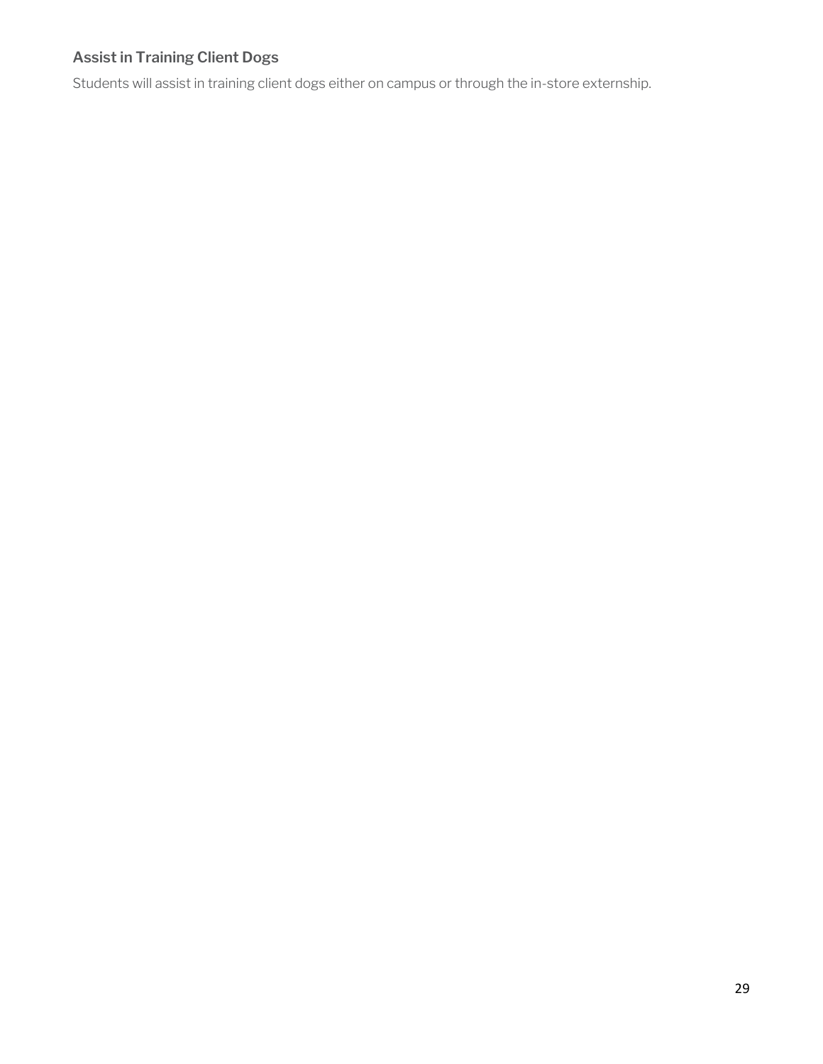### Assist in Training Client Dogs

Students will assist in training client dogs either on campus or through the in-store externship.